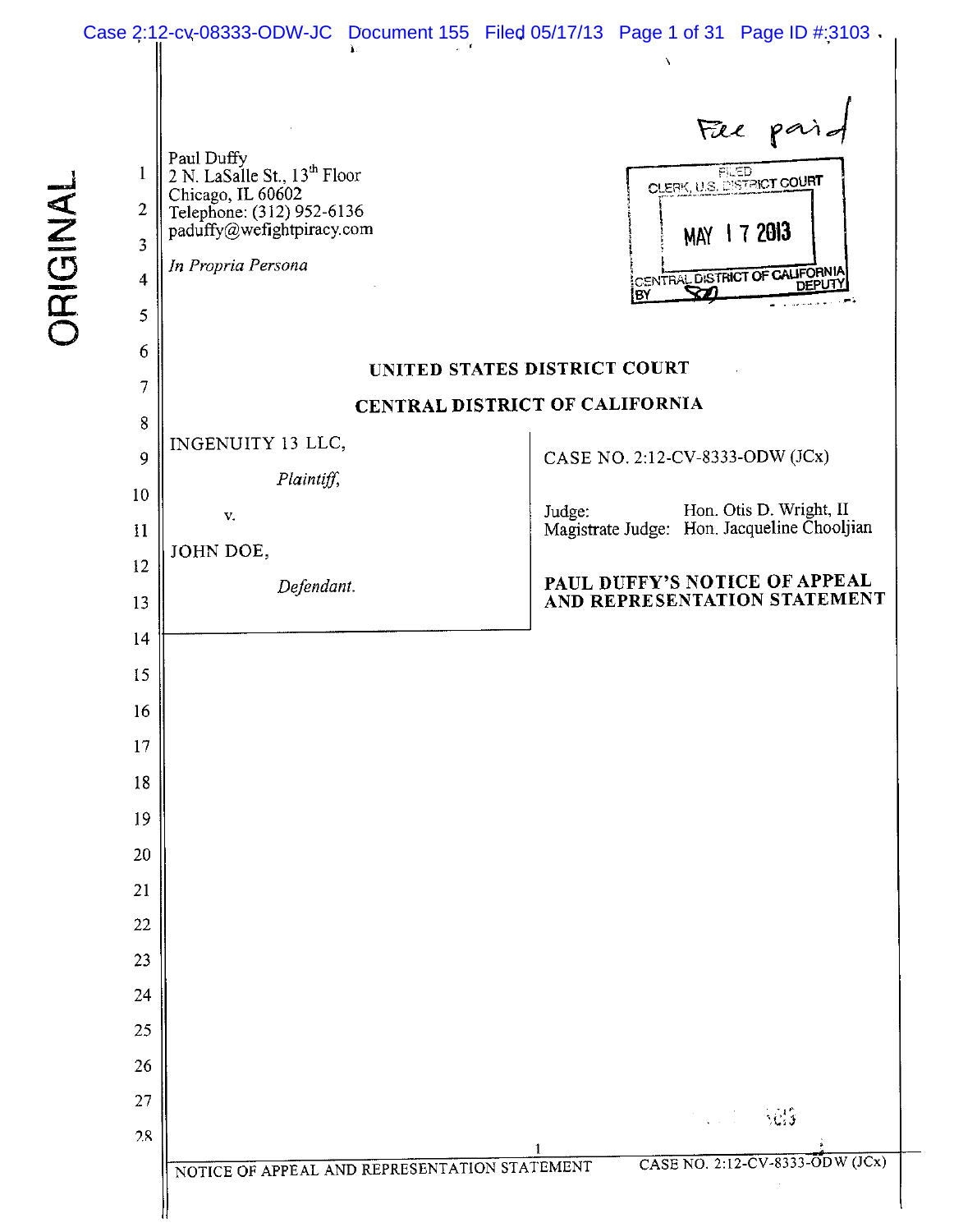Paul Duffy
2 N. LaSalle St., 13th Floor
Chicago, IL 60602
Telephone: (312) 952-6136
paduffy@wefightpiracy.com

*In Propria Persona*

Fee paid

FILED
CLERK, U.S. DISTRICT COURT
MAY 17 2013
CENTRAL DISTRICT OF CALIFORNIA
BY DEPUTY

ORIGINAL

**UNITED STATES DISTRICT COURT**

**CENTRAL DISTRICT OF CALIFORNIA**

INGENUITY 13 LLC,

*Plaintiff,*

v.

JOHN DOE,

*Defendant.*

CASE NO. 2:12-CV-8333-ODW (JCx)

Judge: Hon. Otis D. Wright, II
Magistrate Judge: Hon. Jacqueline Chooljian

**PAUL DUFFY'S NOTICE OF APPEAL AND REPRESENTATION STATEMENT**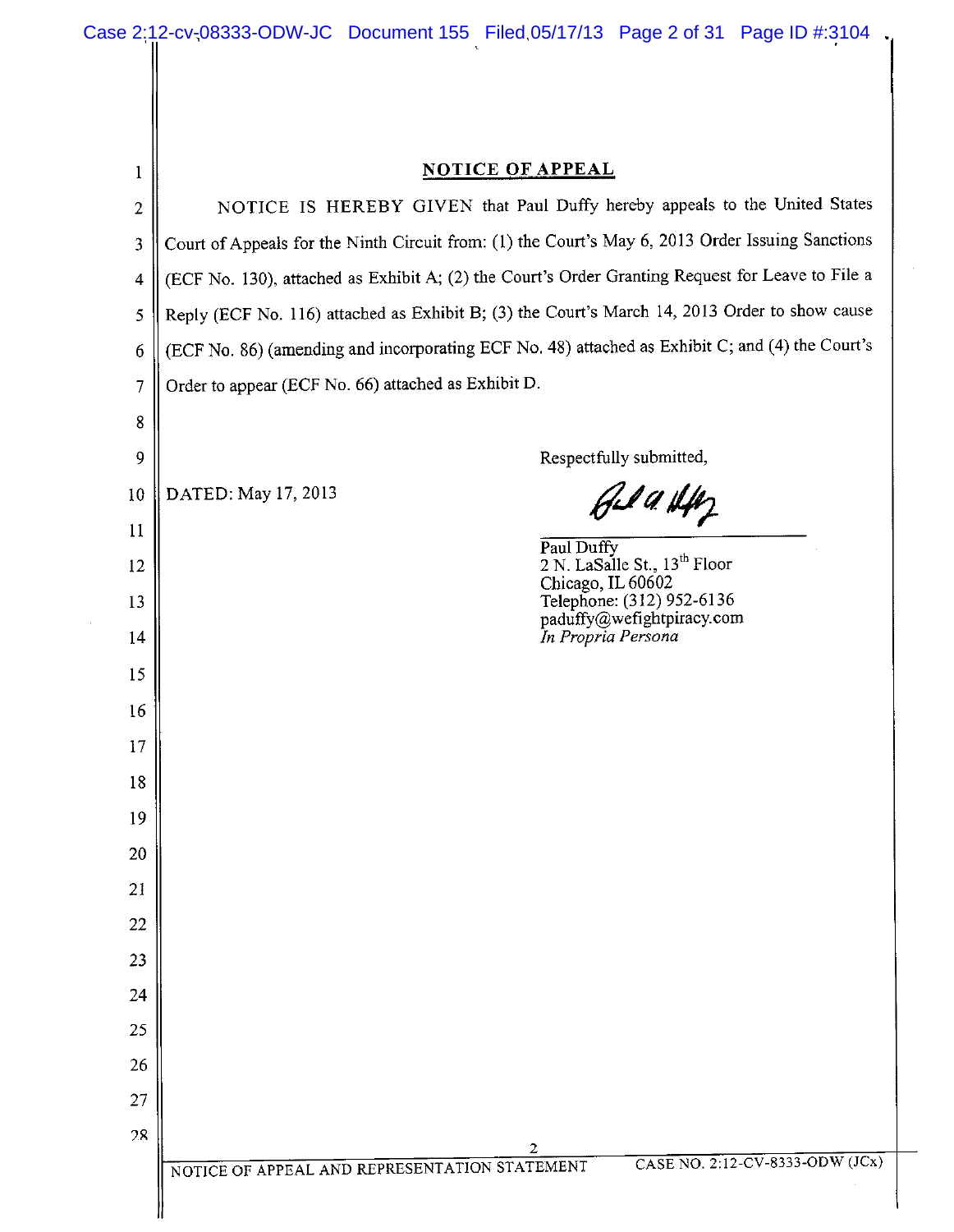## NOTICE OF APPEAL

NOTICE IS HEREBY GIVEN that Paul Duffy hereby appeals to the United States Court of Appeals for the Ninth Circuit from: (1) the Court's May 6, 2013 Order Issuing Sanctions (ECF No. 130), attached as Exhibit A; (2) the Court's Order Granting Request for Leave to File a Reply (ECF No. 116) attached as Exhibit B; (3) the Court's March 14, 2013 Order to show cause (ECF No. 86) (amending and incorporating ECF No. 48) attached as Exhibit C; and (4) the Court's Order to appear (ECF No. 66) attached as Exhibit D.

DATED: May 17, 2013

Respectfully submitted,

Paul Duffy
2 N. LaSalle St., 13th Floor
Chicago, IL 60602
Telephone: (312) 952-6136
paduffy@wefightpiracy.com
*In Propria Persona*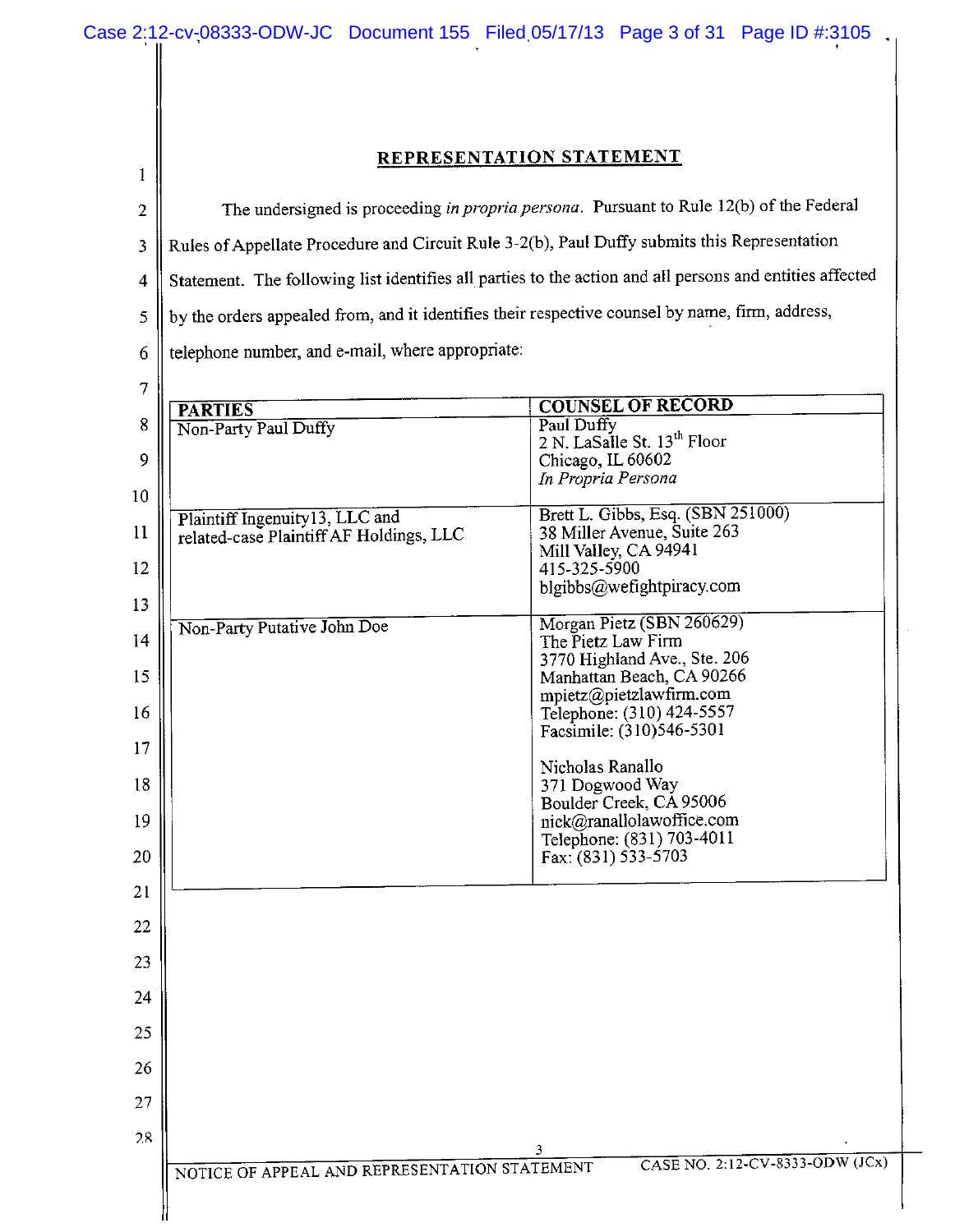## REPRESENTATION STATEMENT

The undersigned is proceeding *in propria persona*. Pursuant to Rule 12(b) of the Federal Rules of Appellate Procedure and Circuit Rule 3-2(b), Paul Duffy submits this Representation Statement. The following list identifies all parties to the action and all persons and entities affected by the orders appealed from, and it identifies their respective counsel by name, firm, address, telephone number, and e-mail, where appropriate:

| PARTIES | COUNSEL OF RECORD |
|---|---|
| Non-Party Paul Duffy | Paul Duffy<br>2 N. LaSalle St. 13th Floor<br>Chicago, IL 60602<br>*In Propria Persona* |
| Plaintiff Ingenuity13, LLC and related-case Plaintiff AF Holdings, LLC | Brett L. Gibbs, Esq. (SBN 251000)<br>38 Miller Avenue, Suite 263<br>Mill Valley, CA 94941<br>415-325-5900<br>blgibbs@wefightpiracy.com |
| Non-Party Putative John Doe | Morgan Pietz (SBN 260629)<br>The Pietz Law Firm<br>3770 Highland Ave., Ste. 206<br>Manhattan Beach, CA 90266<br>mpietz@pietzlawfirm.com<br>Telephone: (310) 424-5557<br>Facsimile: (310)546-5301<br><br>Nicholas Ranallo<br>371 Dogwood Way<br>Boulder Creek, CA 95006<br>nick@ranallolawoffice.com<br>Telephone: (831) 703-4011<br>Fax: (831) 533-5703 |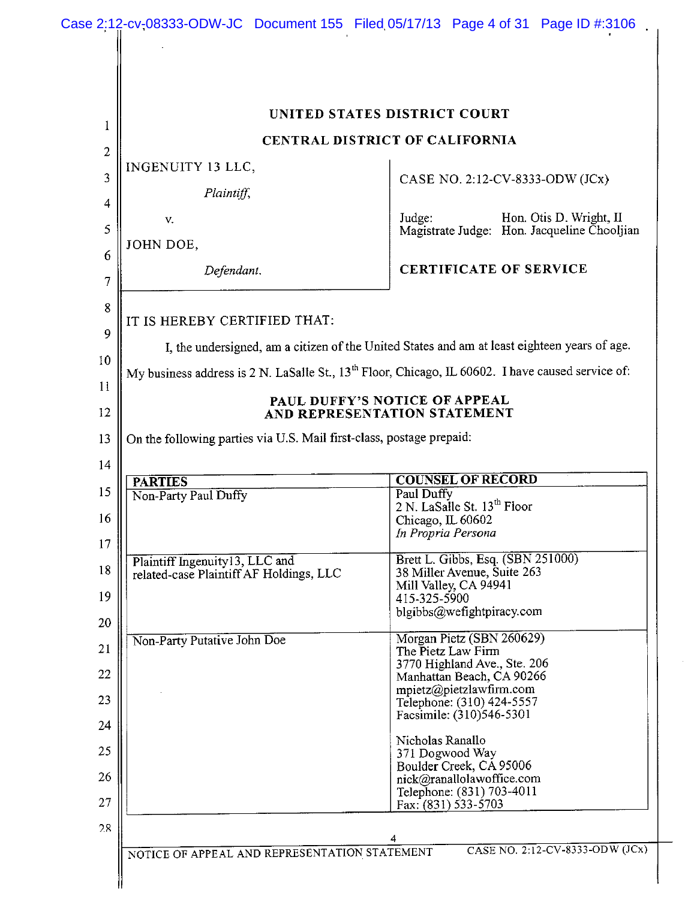# UNITED STATES DISTRICT COURT

## CENTRAL DISTRICT OF CALIFORNIA

| | |
|---|---|
| INGENUITY 13 LLC, *Plaintiff*, v. JOHN DOE, *Defendant*. | CASE NO. 2:12-CV-8333-ODW (JCx) Judge: Hon. Otis D. Wright, II Magistrate Judge: Hon. Jacqueline Chooljian **CERTIFICATE OF SERVICE** |

IT IS HEREBY CERTIFIED THAT:

I, the undersigned, am a citizen of the United States and am at least eighteen years of age. My business address is 2 N. LaSalle St., 13th Floor, Chicago, IL 60602. I have caused service of:

**PAUL DUFFY'S NOTICE OF APPEAL AND REPRESENTATION STATEMENT**

On the following parties via U.S. Mail first-class, postage prepaid:

| PARTIES | COUNSEL OF RECORD |
|---|---|
| Non-Party Paul Duffy | Paul Duffy<br>2 N. LaSalle St. 13th Floor<br>Chicago, IL 60602<br>*In Propria Persona* |
| Plaintiff Ingenuity13, LLC and related-case Plaintiff AF Holdings, LLC | Brett L. Gibbs, Esq. (SBN 251000)<br>38 Miller Avenue, Suite 263<br>Mill Valley, CA 94941<br>415-325-5900<br>blgibbs@wefightpiracy.com |
| Non-Party Putative John Doe | Morgan Pietz (SBN 260629)<br>The Pietz Law Firm<br>3770 Highland Ave., Ste. 206<br>Manhattan Beach, CA 90266<br>mpietz@pietzlawfirm.com<br>Telephone: (310) 424-5557<br>Facsimile: (310)546-5301<br><br>Nicholas Ranallo<br>371 Dogwood Way<br>Boulder Creek, CA 95006<br>nick@ranallolawoffice.com<br>Telephone: (831) 703-4011<br>Fax: (831) 533-5703 |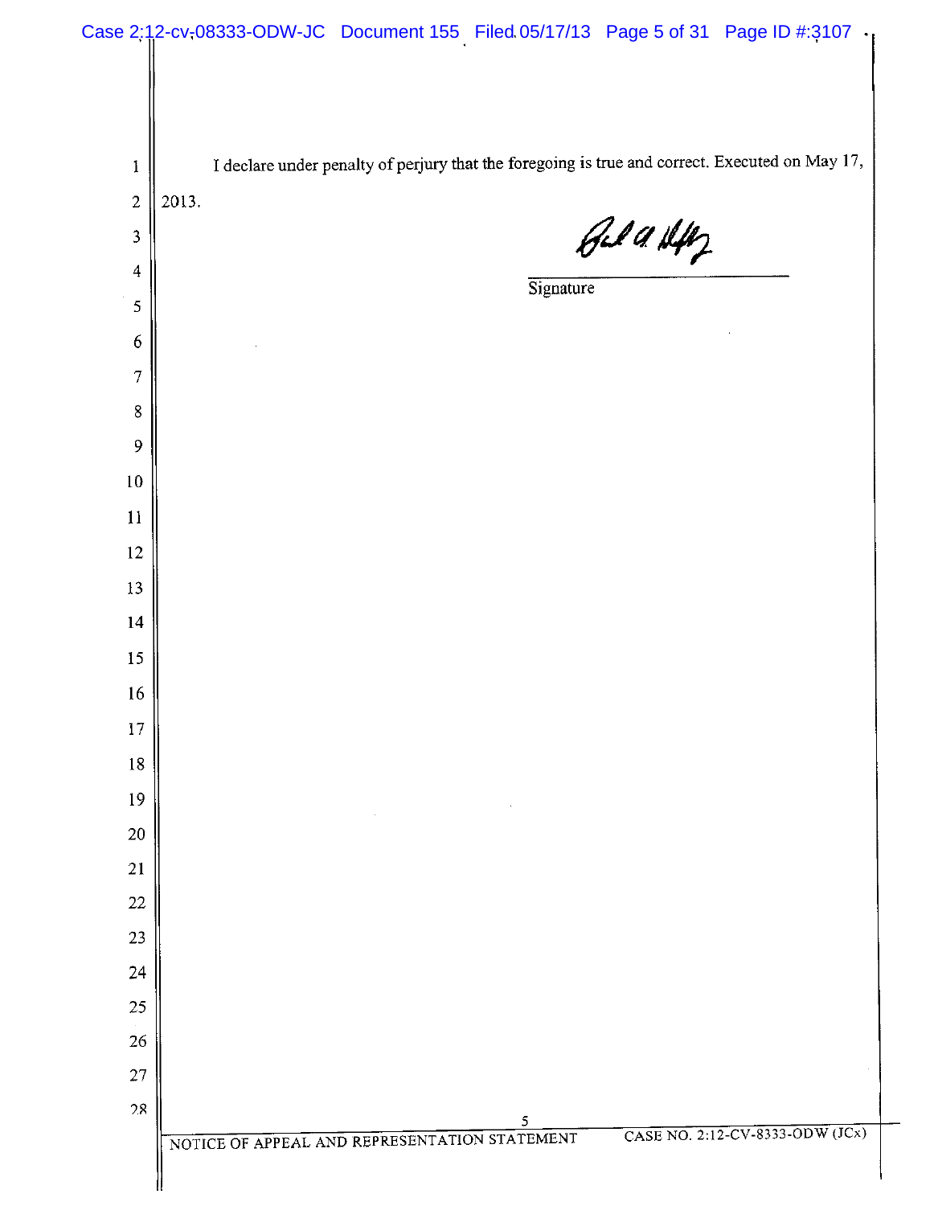I declare under penalty of perjury that the foregoing is true and correct. Executed on May 17, 2013.

Signature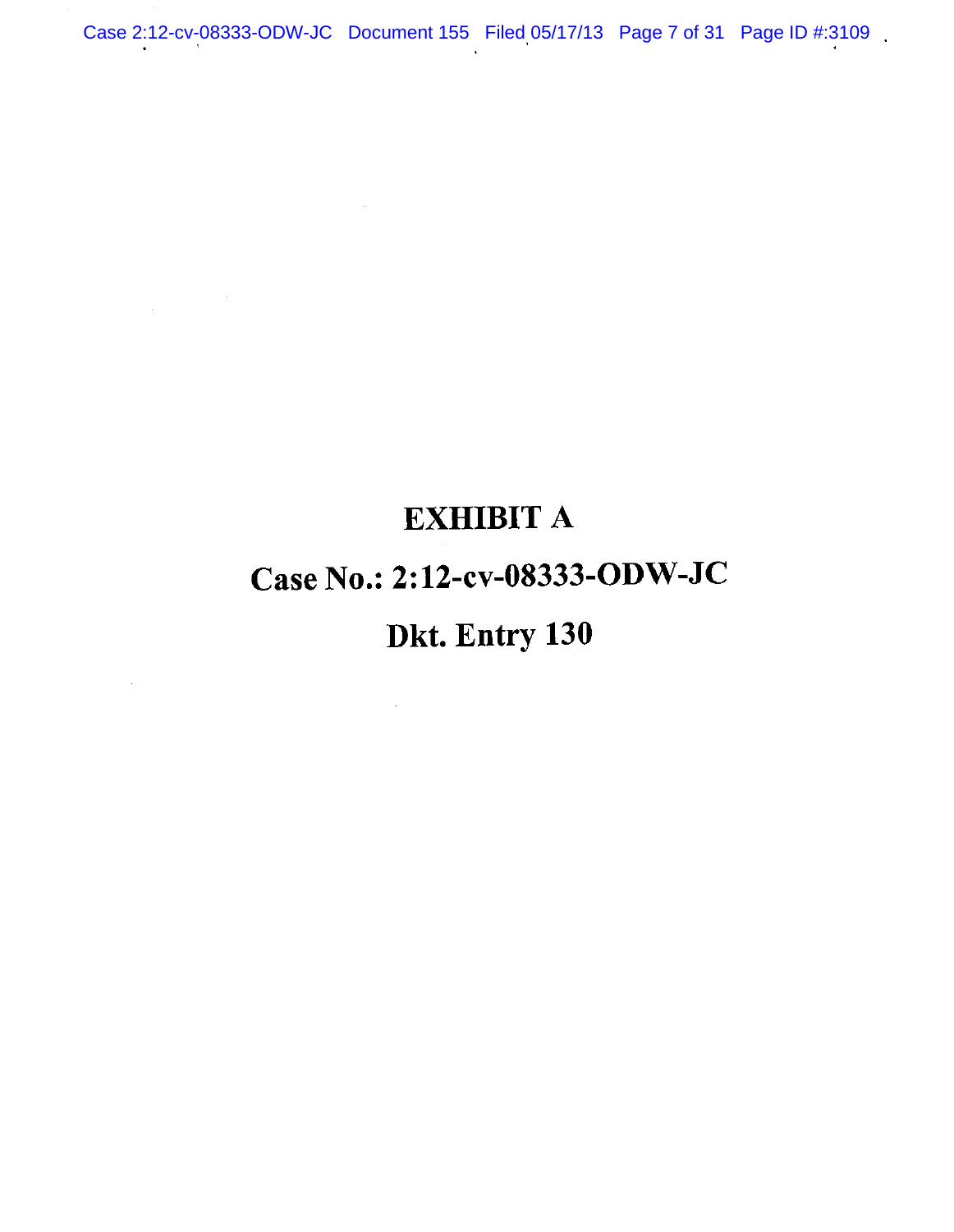# EXHIBIT A

# Case No.: 2:12-cv-08333-ODW-JC

# Dkt. Entry 130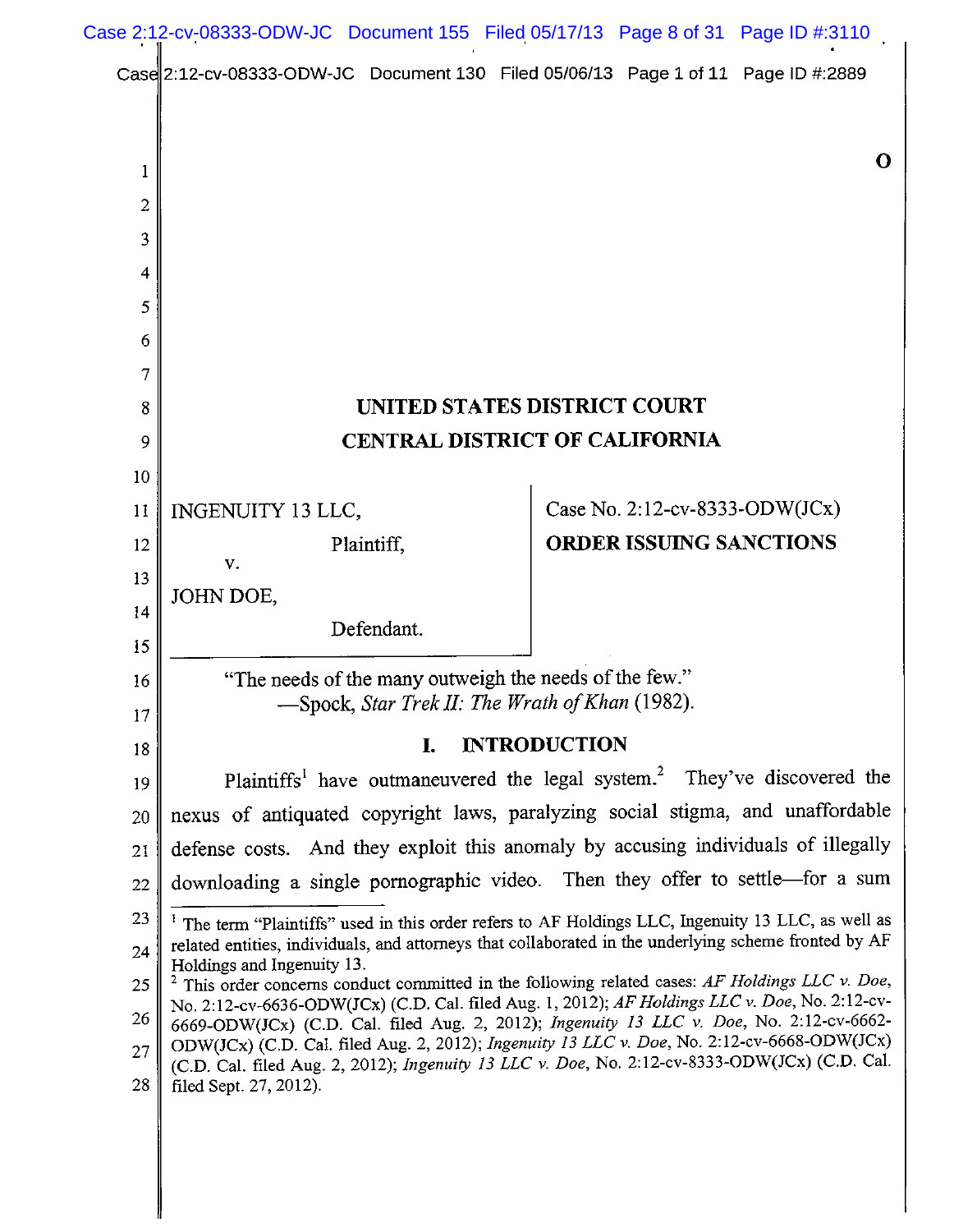**UNITED STATES DISTRICT COURT**
**CENTRAL DISTRICT OF CALIFORNIA**

| | |
|---|---|
| INGENUITY 13 LLC, Plaintiff, v. JOHN DOE, Defendant. | Case No. 2:12-cv-8333-ODW(JCx) **ORDER ISSUING SANCTIONS** |

"The needs of the many outweigh the needs of the few."
—Spock, *Star Trek II: The Wrath of Khan* (1982).

## I. INTRODUCTION

Plaintiffs[1] have outmaneuvered the legal system.[2] They've discovered the nexus of antiquated copyright laws, paralyzing social stigma, and unaffordable defense costs. And they exploit this anomaly by accusing individuals of illegally downloading a single pornographic video. Then they offer to settle—for a sum

[1] The term "Plaintiffs" used in this order refers to AF Holdings LLC, Ingenuity 13 LLC, as well as related entities, individuals, and attorneys that collaborated in the underlying scheme fronted by AF Holdings and Ingenuity 13.

[2] This order concerns conduct committed in the following related cases: *AF Holdings LLC v. Doe*, No. 2:12-cv-6636-ODW(JCx) (C.D. Cal. filed Aug. 1, 2012); *AF Holdings LLC v. Doe*, No. 2:12-cv-6669-ODW(JCx) (C.D. Cal. filed Aug. 2, 2012); *Ingenuity 13 LLC v. Doe*, No. 2:12-cv-6662-ODW(JCx) (C.D. Cal. filed Aug. 2, 2012); *Ingenuity 13 LLC v. Doe*, No. 2:12-cv-6668-ODW(JCx) (C.D. Cal. filed Aug. 2, 2012); *Ingenuity 13 LLC v. Doe*, No. 2:12-cv-8333-ODW(JCx) (C.D. Cal. filed Sept. 27, 2012).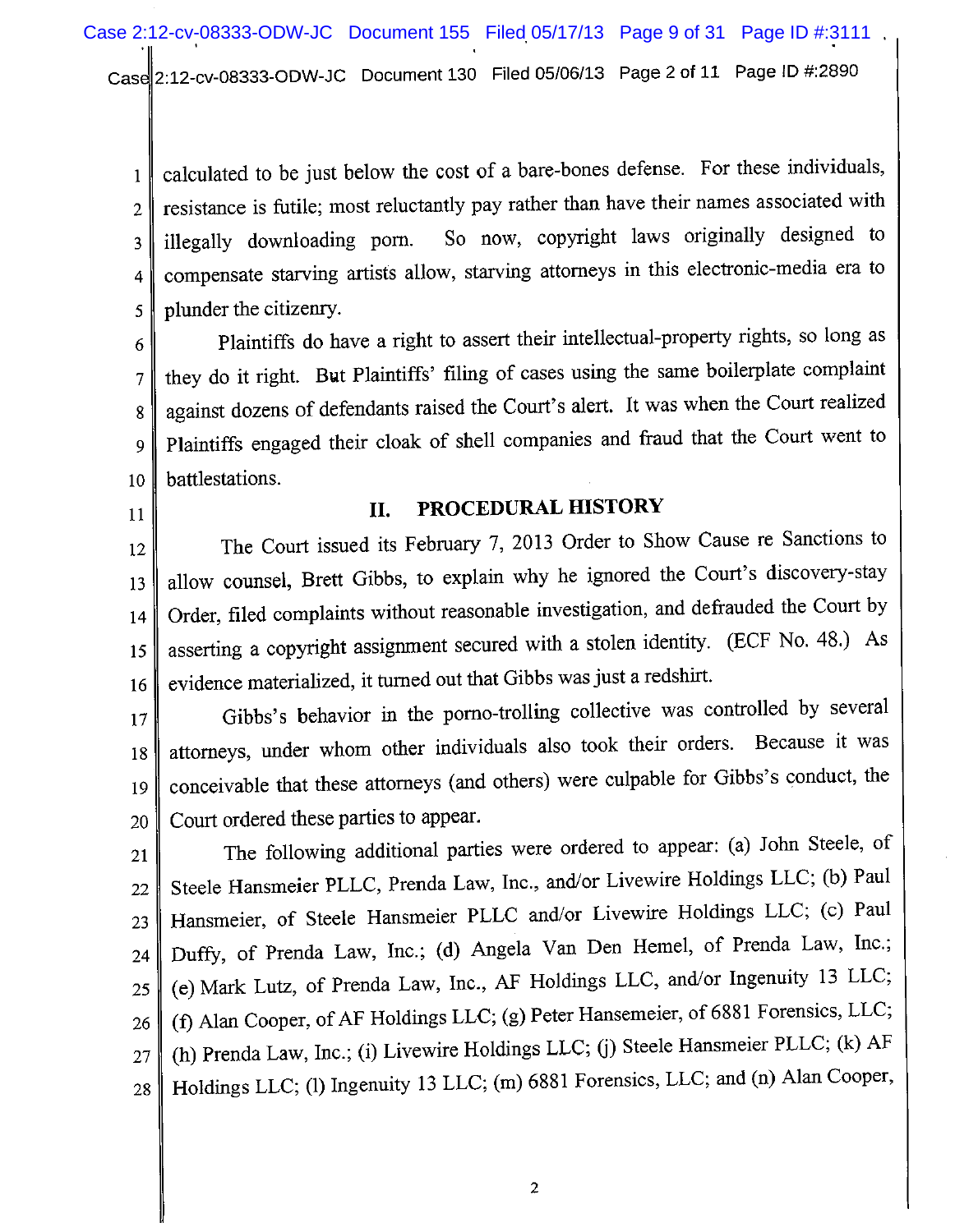calculated to be just below the cost of a bare-bones defense. For these individuals, resistance is futile; most reluctantly pay rather than have their names associated with illegally downloading porn. So now, copyright laws originally designed to compensate starving artists allow, starving attorneys in this electronic-media era to plunder the citizenry.

Plaintiffs do have a right to assert their intellectual-property rights, so long as they do it right. But Plaintiffs' filing of cases using the same boilerplate complaint against dozens of defendants raised the Court's alert. It was when the Court realized Plaintiffs engaged their cloak of shell companies and fraud that the Court went to battlestations.

## II. PROCEDURAL HISTORY

The Court issued its February 7, 2013 Order to Show Cause re Sanctions to allow counsel, Brett Gibbs, to explain why he ignored the Court's discovery-stay Order, filed complaints without reasonable investigation, and defrauded the Court by asserting a copyright assignment secured with a stolen identity. (ECF No. 48.) As evidence materialized, it turned out that Gibbs was just a redshirt.

Gibbs's behavior in the porno-trolling collective was controlled by several attorneys, under whom other individuals also took their orders. Because it was conceivable that these attorneys (and others) were culpable for Gibbs's conduct, the Court ordered these parties to appear.

The following additional parties were ordered to appear: (a) John Steele, of Steele Hansmeier PLLC, Prenda Law, Inc., and/or Livewire Holdings LLC; (b) Paul Hansmeier, of Steele Hansmeier PLLC and/or Livewire Holdings LLC; (c) Paul Duffy, of Prenda Law, Inc.; (d) Angela Van Den Hemel, of Prenda Law, Inc.; (e) Mark Lutz, of Prenda Law, Inc., AF Holdings LLC, and/or Ingenuity 13 LLC; (f) Alan Cooper, of AF Holdings LLC; (g) Peter Hansemeier, of 6881 Forensics, LLC; (h) Prenda Law, Inc.; (i) Livewire Holdings LLC; (j) Steele Hansmeier PLLC; (k) AF Holdings LLC; (l) Ingenuity 13 LLC; (m) 6881 Forensics, LLC; and (n) Alan Cooper,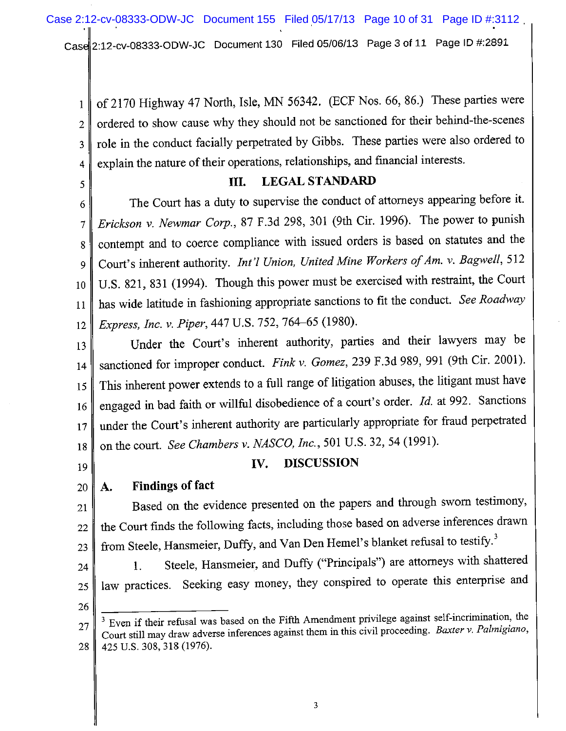of 2170 Highway 47 North, Isle, MN 56342. (ECF Nos. 66, 86.) These parties were ordered to show cause why they should not be sanctioned for their behind-the-scenes role in the conduct facially perpetrated by Gibbs. These parties were also ordered to explain the nature of their operations, relationships, and financial interests.

## III. LEGAL STANDARD

The Court has a duty to supervise the conduct of attorneys appearing before it. *Erickson v. Newmar Corp.*, 87 F.3d 298, 301 (9th Cir. 1996). The power to punish contempt and to coerce compliance with issued orders is based on statutes and the Court's inherent authority. *Int'l Union, United Mine Workers of Am. v. Bagwell*, 512 U.S. 821, 831 (1994). Though this power must be exercised with restraint, the Court has wide latitude in fashioning appropriate sanctions to fit the conduct. *See Roadway Express, Inc. v. Piper*, 447 U.S. 752, 764–65 (1980).

Under the Court's inherent authority, parties and their lawyers may be sanctioned for improper conduct. *Fink v. Gomez*, 239 F.3d 989, 991 (9th Cir. 2001). This inherent power extends to a full range of litigation abuses, the litigant must have engaged in bad faith or willful disobedience of a court's order. *Id.* at 992. Sanctions under the Court's inherent authority are particularly appropriate for fraud perpetrated on the court. *See Chambers v. NASCO, Inc.*, 501 U.S. 32, 54 (1991).

## IV. DISCUSSION

### A. Findings of fact

Based on the evidence presented on the papers and through sworn testimony, the Court finds the following facts, including those based on adverse inferences drawn from Steele, Hansmeier, Duffy, and Van Den Hemel's blanket refusal to testify.[3]

1. Steele, Hansmeier, and Duffy ("Principals") are attorneys with shattered law practices. Seeking easy money, they conspired to operate this enterprise and

---

[3] Even if their refusal was based on the Fifth Amendment privilege against self-incrimination, the Court still may draw adverse inferences against them in this civil proceeding. *Baxter v. Palmigiano*, 425 U.S. 308, 318 (1976).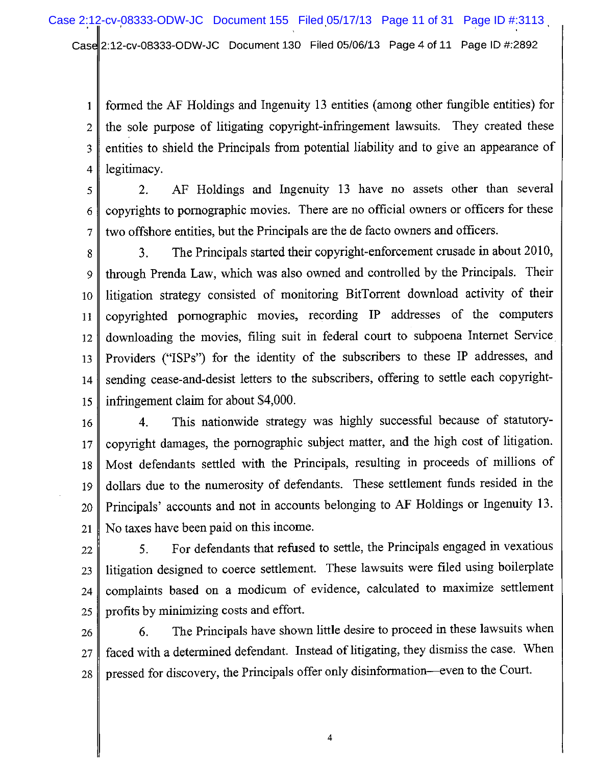formed the AF Holdings and Ingenuity 13 entities (among other fungible entities) for the sole purpose of litigating copyright-infringement lawsuits. They created these entities to shield the Principals from potential liability and to give an appearance of legitimacy.

2. AF Holdings and Ingenuity 13 have no assets other than several copyrights to pornographic movies. There are no official owners or officers for these two offshore entities, but the Principals are the de facto owners and officers.

3. The Principals started their copyright-enforcement crusade in about 2010, through Prenda Law, which was also owned and controlled by the Principals. Their litigation strategy consisted of monitoring BitTorrent download activity of their copyrighted pornographic movies, recording IP addresses of the computers downloading the movies, filing suit in federal court to subpoena Internet Service Providers ("ISPs") for the identity of the subscribers to these IP addresses, and sending cease-and-desist letters to the subscribers, offering to settle each copyright-infringement claim for about $4,000.

4. This nationwide strategy was highly successful because of statutory-copyright damages, the pornographic subject matter, and the high cost of litigation. Most defendants settled with the Principals, resulting in proceeds of millions of dollars due to the numerosity of defendants. These settlement funds resided in the Principals' accounts and not in accounts belonging to AF Holdings or Ingenuity 13. No taxes have been paid on this income.

5. For defendants that refused to settle, the Principals engaged in vexatious litigation designed to coerce settlement. These lawsuits were filed using boilerplate complaints based on a modicum of evidence, calculated to maximize settlement profits by minimizing costs and effort.

6. The Principals have shown little desire to proceed in these lawsuits when faced with a determined defendant. Instead of litigating, they dismiss the case. When pressed for discovery, the Principals offer only disinformation—even to the Court.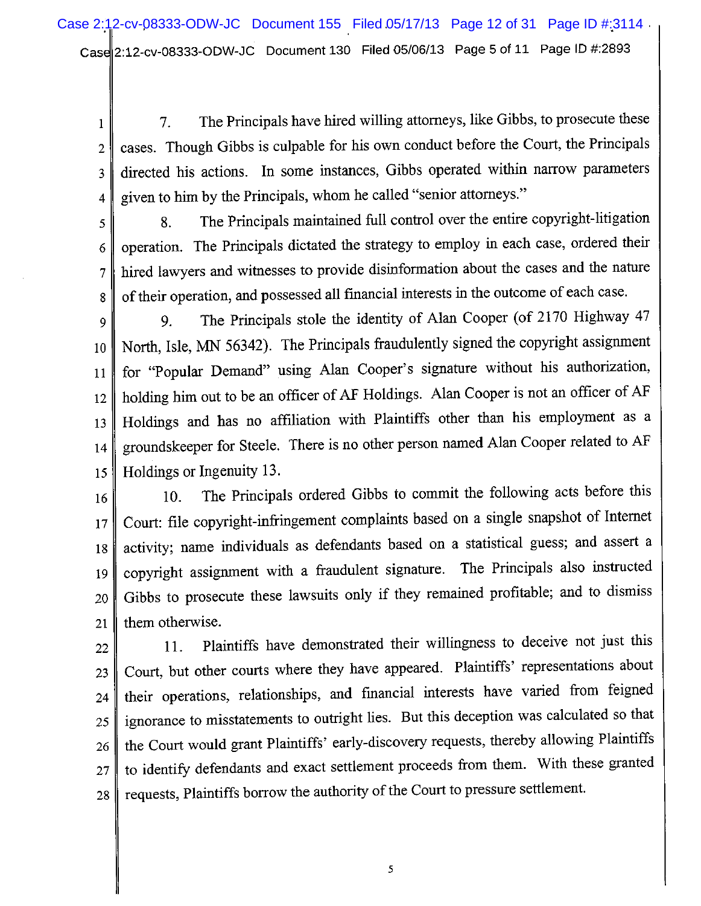7. The Principals have hired willing attorneys, like Gibbs, to prosecute these cases. Though Gibbs is culpable for his own conduct before the Court, the Principals directed his actions. In some instances, Gibbs operated within narrow parameters given to him by the Principals, whom he called "senior attorneys."

8. The Principals maintained full control over the entire copyright-litigation operation. The Principals dictated the strategy to employ in each case, ordered their hired lawyers and witnesses to provide disinformation about the cases and the nature of their operation, and possessed all financial interests in the outcome of each case.

9. The Principals stole the identity of Alan Cooper (of 2170 Highway 47 North, Isle, MN 56342). The Principals fraudulently signed the copyright assignment for "Popular Demand" using Alan Cooper's signature without his authorization, holding him out to be an officer of AF Holdings. Alan Cooper is not an officer of AF Holdings and has no affiliation with Plaintiffs other than his employment as a groundskeeper for Steele. There is no other person named Alan Cooper related to AF Holdings or Ingenuity 13.

10. The Principals ordered Gibbs to commit the following acts before this Court: file copyright-infringement complaints based on a single snapshot of Internet activity; name individuals as defendants based on a statistical guess; and assert a copyright assignment with a fraudulent signature. The Principals also instructed Gibbs to prosecute these lawsuits only if they remained profitable; and to dismiss them otherwise.

11. Plaintiffs have demonstrated their willingness to deceive not just this Court, but other courts where they have appeared. Plaintiffs' representations about their operations, relationships, and financial interests have varied from feigned ignorance to misstatements to outright lies. But this deception was calculated so that the Court would grant Plaintiffs' early-discovery requests, thereby allowing Plaintiffs to identify defendants and exact settlement proceeds from them. With these granted requests, Plaintiffs borrow the authority of the Court to pressure settlement.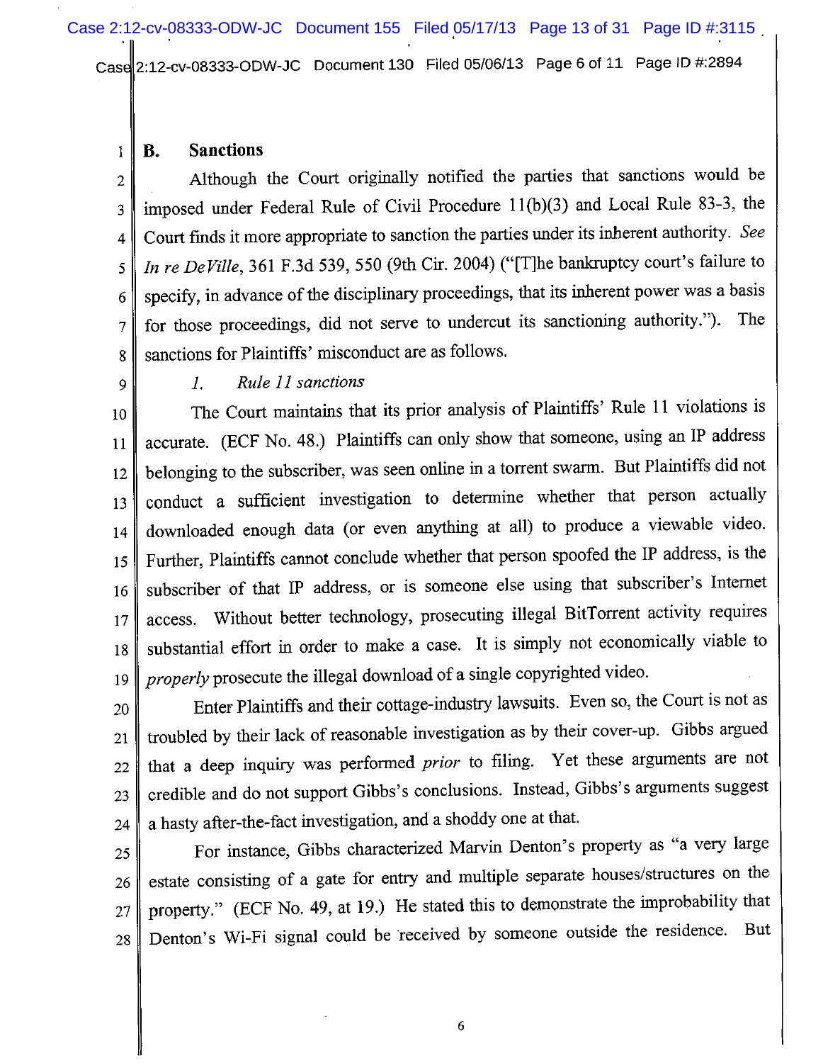### B. Sanctions

Although the Court originally notified the parties that sanctions would be imposed under Federal Rule of Civil Procedure 11(b)(3) and Local Rule 83-3, the Court finds it more appropriate to sanction the parties under its inherent authority. *See In re DeVille*, 361 F.3d 539, 550 (9th Cir. 2004) ("[T]he bankruptcy court's failure to specify, in advance of the disciplinary proceedings, that its inherent power was a basis for those proceedings, did not serve to undercut its sanctioning authority."). The sanctions for Plaintiffs' misconduct are as follows.

#### 1. *Rule 11 sanctions*

The Court maintains that its prior analysis of Plaintiffs' Rule 11 violations is accurate. (ECF No. 48.) Plaintiffs can only show that someone, using an IP address belonging to the subscriber, was seen online in a torrent swarm. But Plaintiffs did not conduct a sufficient investigation to determine whether that person actually downloaded enough data (or even anything at all) to produce a viewable video. Further, Plaintiffs cannot conclude whether that person spoofed the IP address, is the subscriber of that IP address, or is someone else using that subscriber's Internet access. Without better technology, prosecuting illegal BitTorrent activity requires substantial effort in order to make a case. It is simply not economically viable to *properly* prosecute the illegal download of a single copyrighted video.

Enter Plaintiffs and their cottage-industry lawsuits. Even so, the Court is not as troubled by their lack of reasonable investigation as by their cover-up. Gibbs argued that a deep inquiry was performed *prior* to filing. Yet these arguments are not credible and do not support Gibbs's conclusions. Instead, Gibbs's arguments suggest a hasty after-the-fact investigation, and a shoddy one at that.

For instance, Gibbs characterized Marvin Denton's property as "a very large estate consisting of a gate for entry and multiple separate houses/structures on the property." (ECF No. 49, at 19.) He stated this to demonstrate the improbability that Denton's Wi-Fi signal could be received by someone outside the residence. But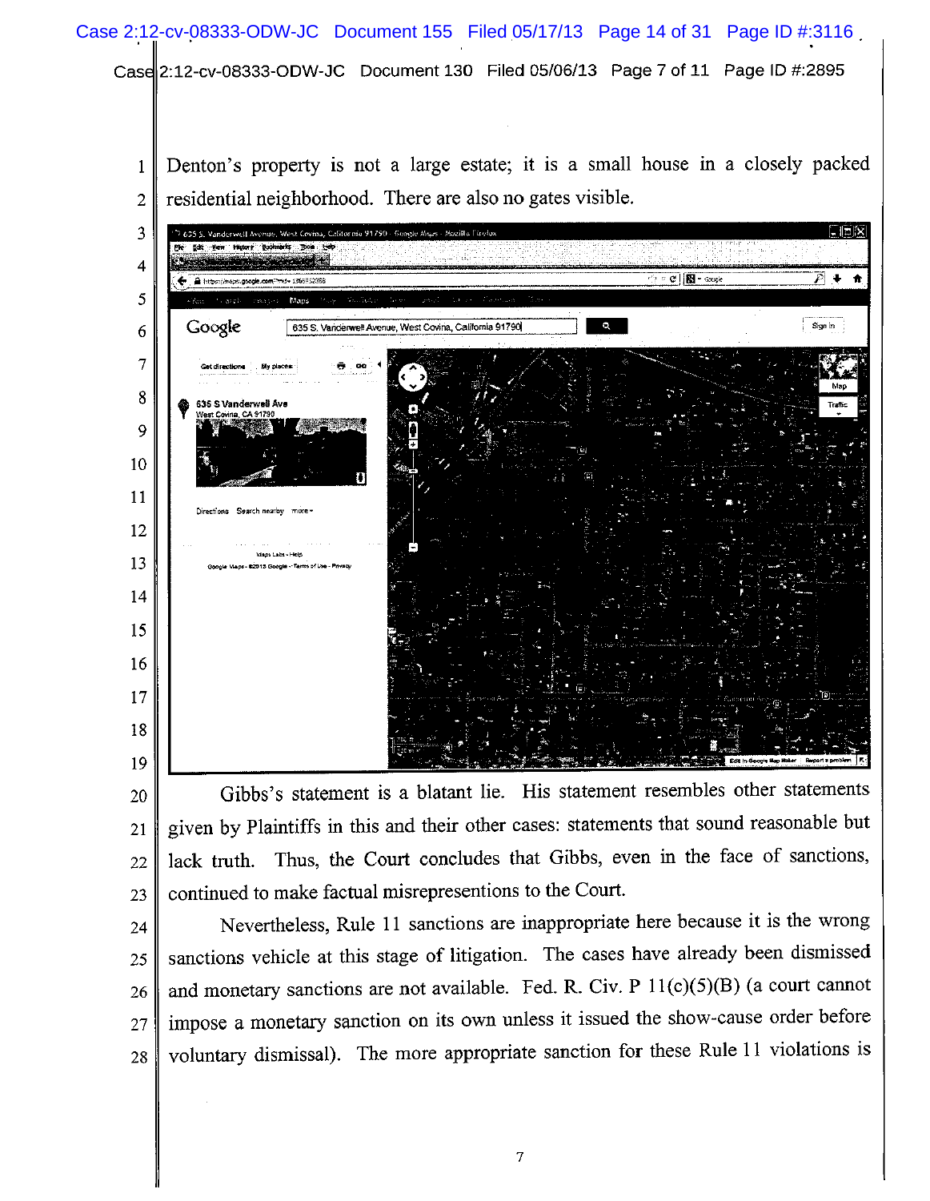Denton's property is not a large estate; it is a small house in a closely packed residential neighborhood. There are also no gates visible.

Gibbs's statement is a blatant lie. His statement resembles other statements given by Plaintiffs in this and their other cases: statements that sound reasonable but lack truth. Thus, the Court concludes that Gibbs, even in the face of sanctions, continued to make factual misrepresentions to the Court.

Nevertheless, Rule 11 sanctions are inappropriate here because it is the wrong sanctions vehicle at this stage of litigation. The cases have already been dismissed and monetary sanctions are not available. Fed. R. Civ. P 11(c)(5)(B) (a court cannot impose a monetary sanction on its own unless it issued the show-cause order before voluntary dismissal). The more appropriate sanction for these Rule 11 violations is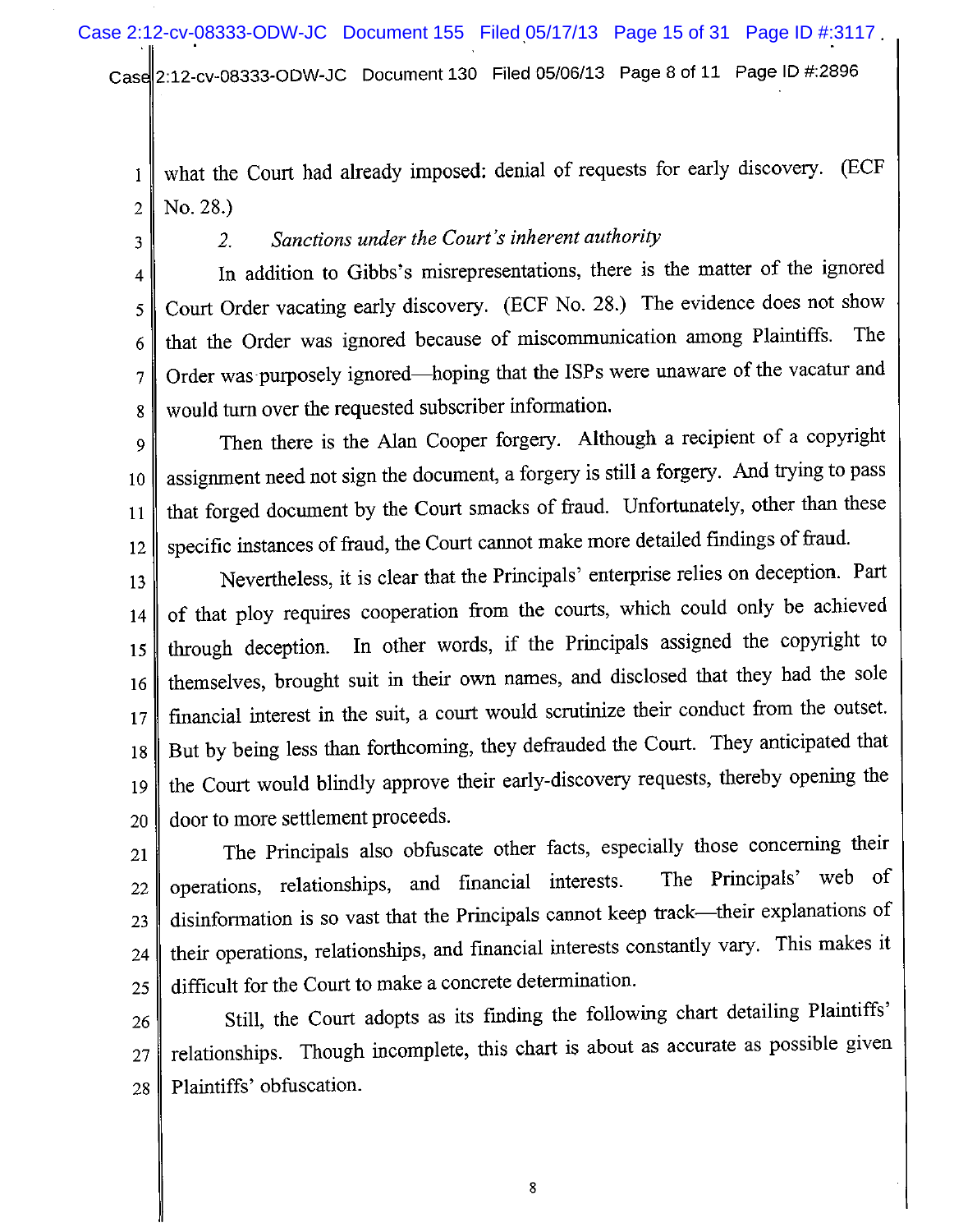what the Court had already imposed: denial of requests for early discovery. (ECF No. 28.)

### 2. *Sanctions under the Court's inherent authority*

In addition to Gibbs's misrepresentations, there is the matter of the ignored Court Order vacating early discovery. (ECF No. 28.) The evidence does not show that the Order was ignored because of miscommunication among Plaintiffs. The Order was purposely ignored—hoping that the ISPs were unaware of the vacatur and would turn over the requested subscriber information.

Then there is the Alan Cooper forgery. Although a recipient of a copyright assignment need not sign the document, a forgery is still a forgery. And trying to pass that forged document by the Court smacks of fraud. Unfortunately, other than these specific instances of fraud, the Court cannot make more detailed findings of fraud.

Nevertheless, it is clear that the Principals' enterprise relies on deception. Part of that ploy requires cooperation from the courts, which could only be achieved through deception. In other words, if the Principals assigned the copyright to themselves, brought suit in their own names, and disclosed that they had the sole financial interest in the suit, a court would scrutinize their conduct from the outset. But by being less than forthcoming, they defrauded the Court. They anticipated that the Court would blindly approve their early-discovery requests, thereby opening the door to more settlement proceeds.

The Principals also obfuscate other facts, especially those concerning their operations, relationships, and financial interests. The Principals' web of disinformation is so vast that the Principals cannot keep track—their explanations of their operations, relationships, and financial interests constantly vary. This makes it difficult for the Court to make a concrete determination.

Still, the Court adopts as its finding the following chart detailing Plaintiffs' relationships. Though incomplete, this chart is about as accurate as possible given Plaintiffs' obfuscation.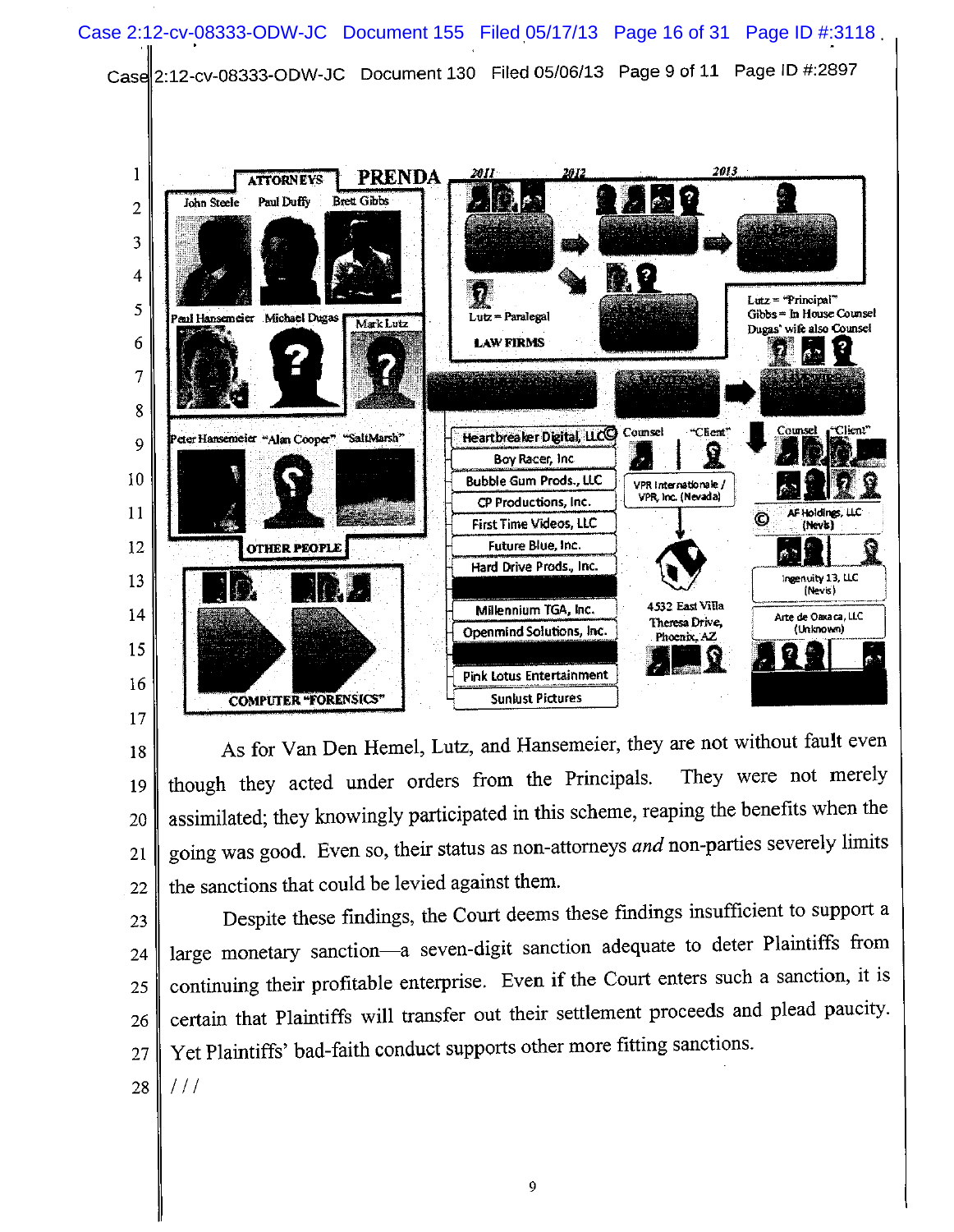PRENDA

ATTORNEYS

John Steele | Paul Duffy | Brett Gibbs

Paul Hansemeier | Michael Dugas | Mark Lutz

OTHER PEOPLE

Peter Hansemeier | "Alan Cooper" | "SaltMarsh"

COMPUTER "FORENSICS"

2011 | 2012 | 2013

Lutz = Paralegal

LAW FIRMS

Lutz = "Principal"
Gibbs = In House Counsel
Dugas' wife also Counsel

Heartbreaker Digital, LLC
Boy Racer, Inc
Bubble Gum Prods., LLC
CP Productions, Inc.
First Time Videos, LLC
Future Blue, Inc.
Hard Drive Prods., Inc.
Millennium TGA, Inc.
Openmind Solutions, Inc.
Pink Lotus Entertainment
Sunlust Pictures

Counsel | "Client"

VPR Internationale / VPR, Inc. (Nevada)

4532 East Villa Theresa Drive, Phoenix, AZ

Counsel | "Client"

AF Holdings, LLC (Nevis)

Ingenuity 13, LLC (Nevis)

Arte de Oaxaca, LLC (Unknown)

As for Van Den Hemel, Lutz, and Hansemeier, they are not without fault even though they acted under orders from the Principals. They were not merely assimilated; they knowingly participated in this scheme, reaping the benefits when the going was good. Even so, their status as non-attorneys *and* non-parties severely limits the sanctions that could be levied against them.

Despite these findings, the Court deems these findings insufficient to support a large monetary sanction—a seven-digit sanction adequate to deter Plaintiffs from continuing their profitable enterprise. Even if the Court enters such a sanction, it is certain that Plaintiffs will transfer out their settlement proceeds and plead paucity. Yet Plaintiffs' bad-faith conduct supports other more fitting sanctions.

/ / /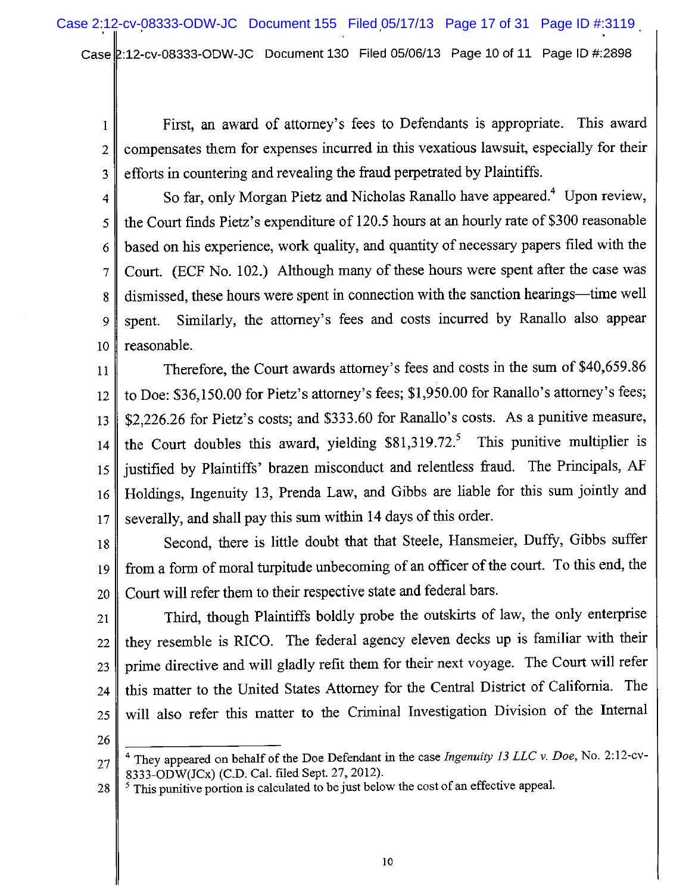First, an award of attorney's fees to Defendants is appropriate. This award compensates them for expenses incurred in this vexatious lawsuit, especially for their efforts in countering and revealing the fraud perpetrated by Plaintiffs.

So far, only Morgan Pietz and Nicholas Ranallo have appeared.[4] Upon review, the Court finds Pietz's expenditure of 120.5 hours at an hourly rate of $300 reasonable based on his experience, work quality, and quantity of necessary papers filed with the Court. (ECF No. 102.) Although many of these hours were spent after the case was dismissed, these hours were spent in connection with the sanction hearings—time well spent. Similarly, the attorney's fees and costs incurred by Ranallo also appear reasonable.

Therefore, the Court awards attorney's fees and costs in the sum of $40,659.86 to Doe: $36,150.00 for Pietz's attorney's fees; $1,950.00 for Ranallo's attorney's fees; $2,226.26 for Pietz's costs; and $333.60 for Ranallo's costs. As a punitive measure, the Court doubles this award, yielding $81,319.72.[5] This punitive multiplier is justified by Plaintiffs' brazen misconduct and relentless fraud. The Principals, AF Holdings, Ingenuity 13, Prenda Law, and Gibbs are liable for this sum jointly and severally, and shall pay this sum within 14 days of this order.

Second, there is little doubt that that Steele, Hansmeier, Duffy, Gibbs suffer from a form of moral turpitude unbecoming of an officer of the court. To this end, the Court will refer them to their respective state and federal bars.

Third, though Plaintiffs boldly probe the outskirts of law, the only enterprise they resemble is RICO. The federal agency eleven decks up is familiar with their prime directive and will gladly refit them for their next voyage. The Court will refer this matter to the United States Attorney for the Central District of California. The will also refer this matter to the Criminal Investigation Division of the Internal

---

[4] They appeared on behalf of the Doe Defendant in the case *Ingenuity 13 LLC v. Doe*, No. 2:12-cv-8333-ODW(JCx) (C.D. Cal. filed Sept. 27, 2012).

[5] This punitive portion is calculated to be just below the cost of an effective appeal.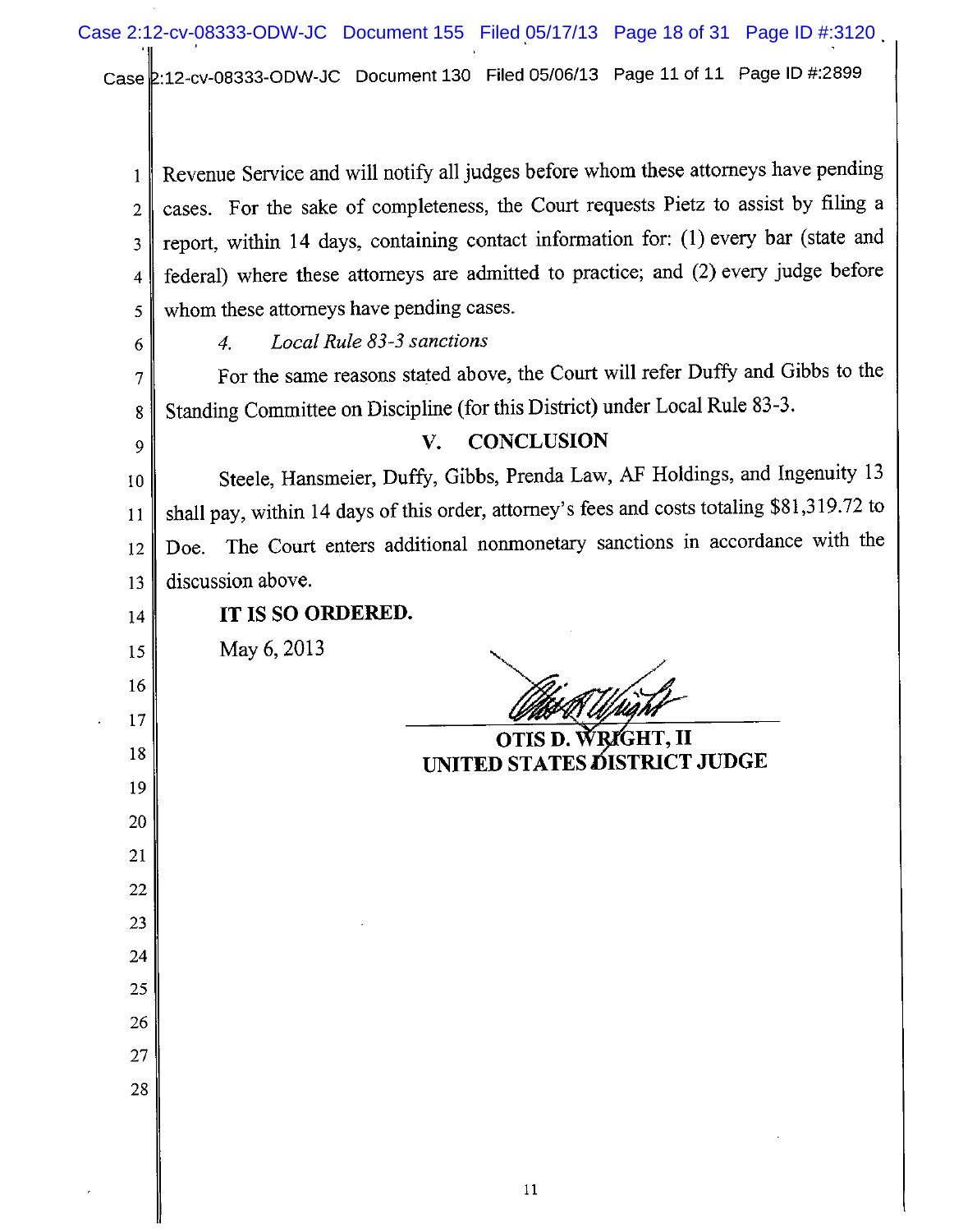Revenue Service and will notify all judges before whom these attorneys have pending cases. For the sake of completeness, the Court requests Pietz to assist by filing a report, within 14 days, containing contact information for: (1) every bar (state and federal) where these attorneys are admitted to practice; and (2) every judge before whom these attorneys have pending cases.

*4. Local Rule 83-3 sanctions*

For the same reasons stated above, the Court will refer Duffy and Gibbs to the Standing Committee on Discipline (for this District) under Local Rule 83-3.

## V. CONCLUSION

Steele, Hansmeier, Duffy, Gibbs, Prenda Law, AF Holdings, and Ingenuity 13 shall pay, within 14 days of this order, attorney's fees and costs totaling $81,319.72 to Doe. The Court enters additional nonmonetary sanctions in accordance with the discussion above.

**IT IS SO ORDERED.**

May 6, 2013

**OTIS D. WRIGHT, II**
**UNITED STATES DISTRICT JUDGE**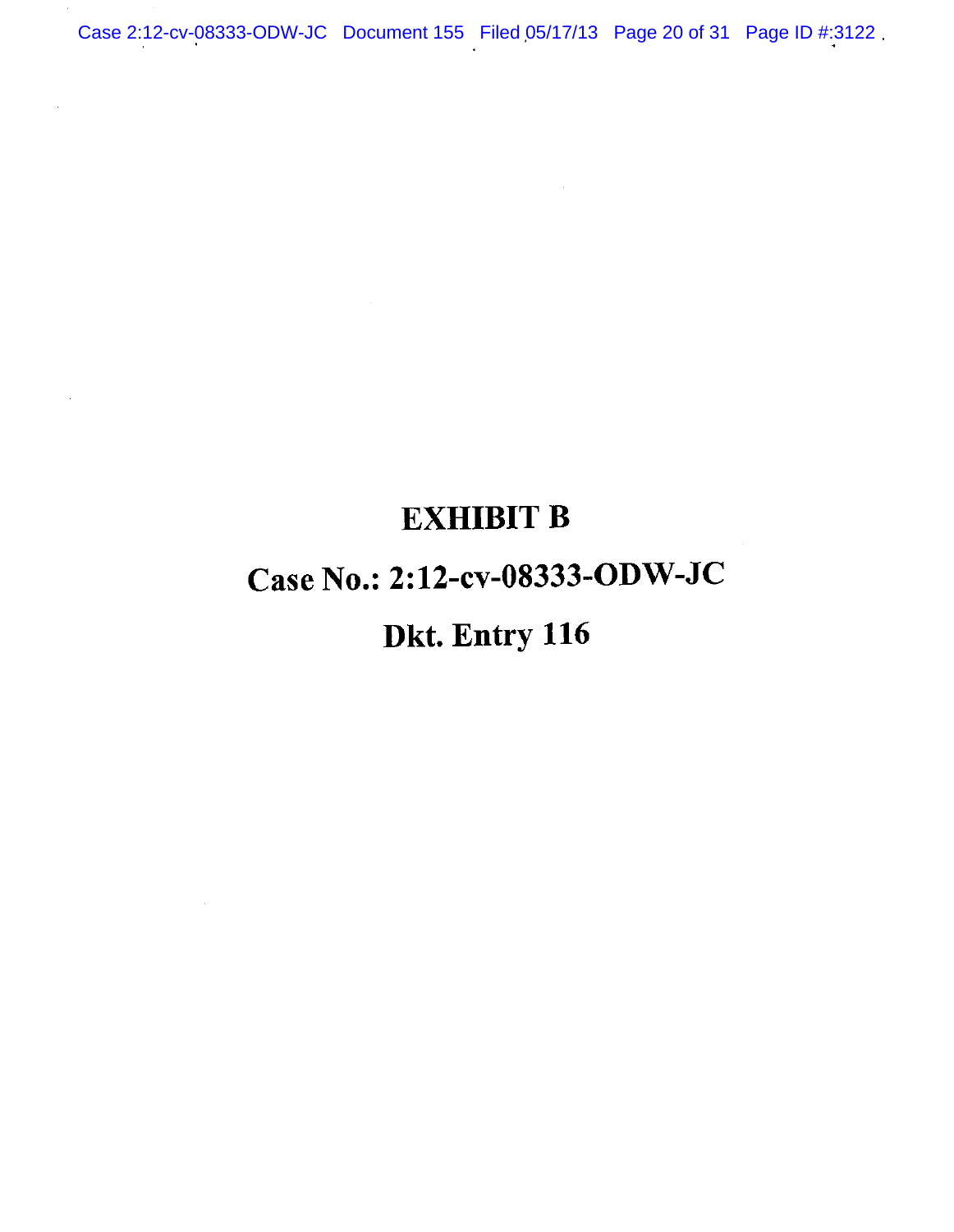# EXHIBIT B

# Case No.: 2:12-cv-08333-ODW-JC

# Dkt. Entry 116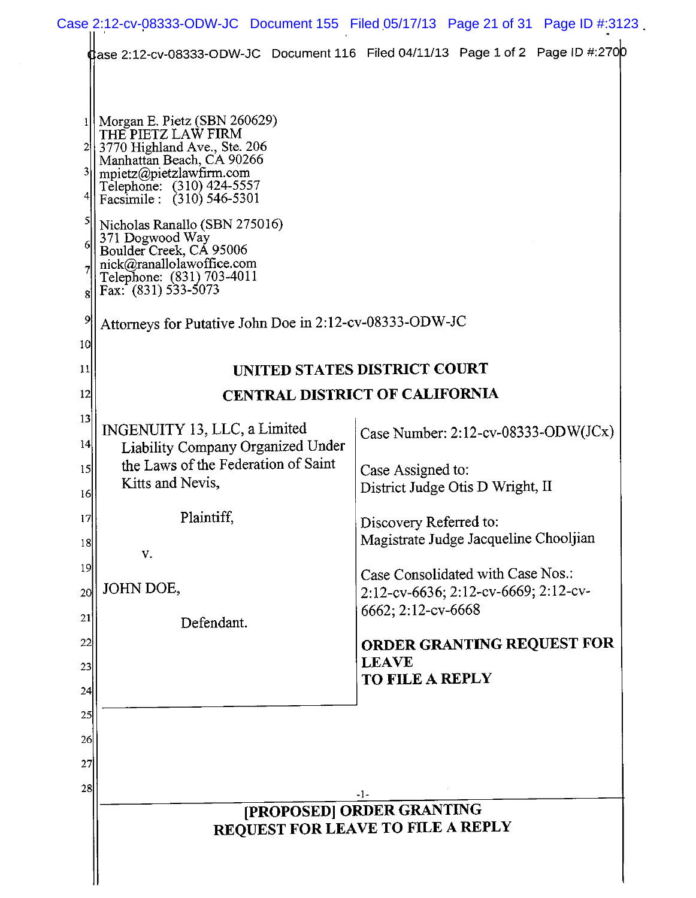Morgan E. Pietz (SBN 260629)
THE PIETZ LAW FIRM
3770 Highland Ave., Ste. 206
Manhattan Beach, CA 90266
mpietz@pietzlawfirm.com
Telephone: (310) 424-5557
Facsimile : (310) 546-5301

Nicholas Ranallo (SBN 275016)
371 Dogwood Way
Boulder Creek, CA 95006
nick@ranallolawoffice.com
Telephone: (831) 703-4011
Fax: (831) 533-5073

Attorneys for Putative John Doe in 2:12-cv-08333-ODW-JC

**UNITED STATES DISTRICT COURT**

**CENTRAL DISTRICT OF CALIFORNIA**

INGENUITY 13, LLC, a Limited Liability Company Organized Under the Laws of the Federation of Saint Kitts and Nevis,

Plaintiff,

v.

JOHN DOE,

Defendant.

Case Number: 2:12-cv-08333-ODW(JCx)

Case Assigned to:
District Judge Otis D Wright, II

Discovery Referred to:
Magistrate Judge Jacqueline Chooljian

Case Consolidated with Case Nos.:
2:12-cv-6636; 2:12-cv-6669; 2:12-cv-6662; 2:12-cv-6668

**ORDER GRANTING REQUEST FOR LEAVE TO FILE A REPLY**

**[PROPOSED] ORDER GRANTING REQUEST FOR LEAVE TO FILE A REPLY**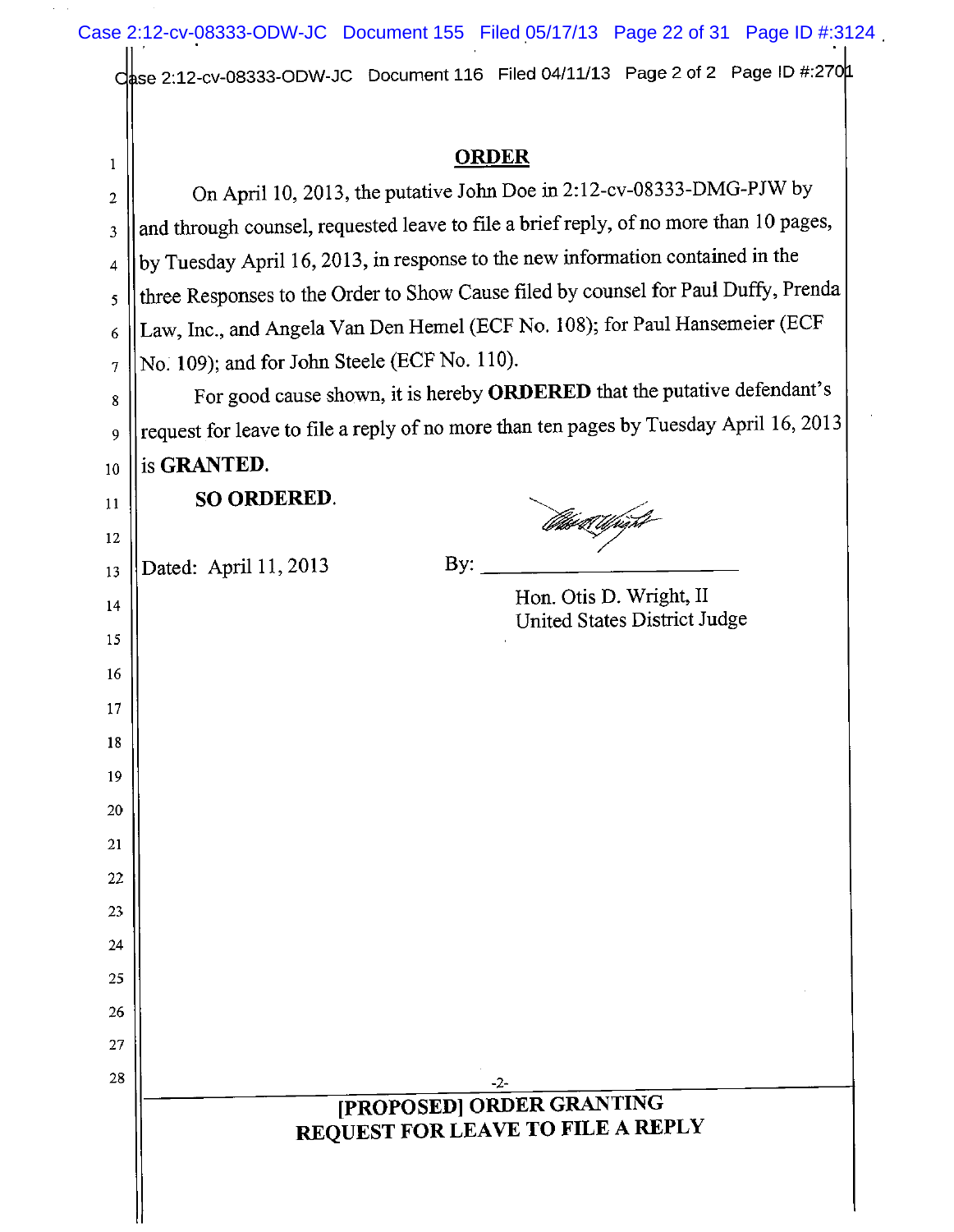## ORDER

On April 10, 2013, the putative John Doe in 2:12-cv-08333-DMG-PJW by and through counsel, requested leave to file a brief reply, of no more than 10 pages, by Tuesday April 16, 2013, in response to the new information contained in the three Responses to the Order to Show Cause filed by counsel for Paul Duffy, Prenda Law, Inc., and Angela Van Den Hemel (ECF No. 108); for Paul Hansemeier (ECF No. 109); and for John Steele (ECF No. 110).

For good cause shown, it is hereby **ORDERED** that the putative defendant's request for leave to file a reply of no more than ten pages by Tuesday April 16, 2013 is **GRANTED.**

**SO ORDERED.**

Dated: April 11, 2013

By: ______________________

Hon. Otis D. Wright, II
United States District Judge

**[PROPOSED] ORDER GRANTING REQUEST FOR LEAVE TO FILE A REPLY**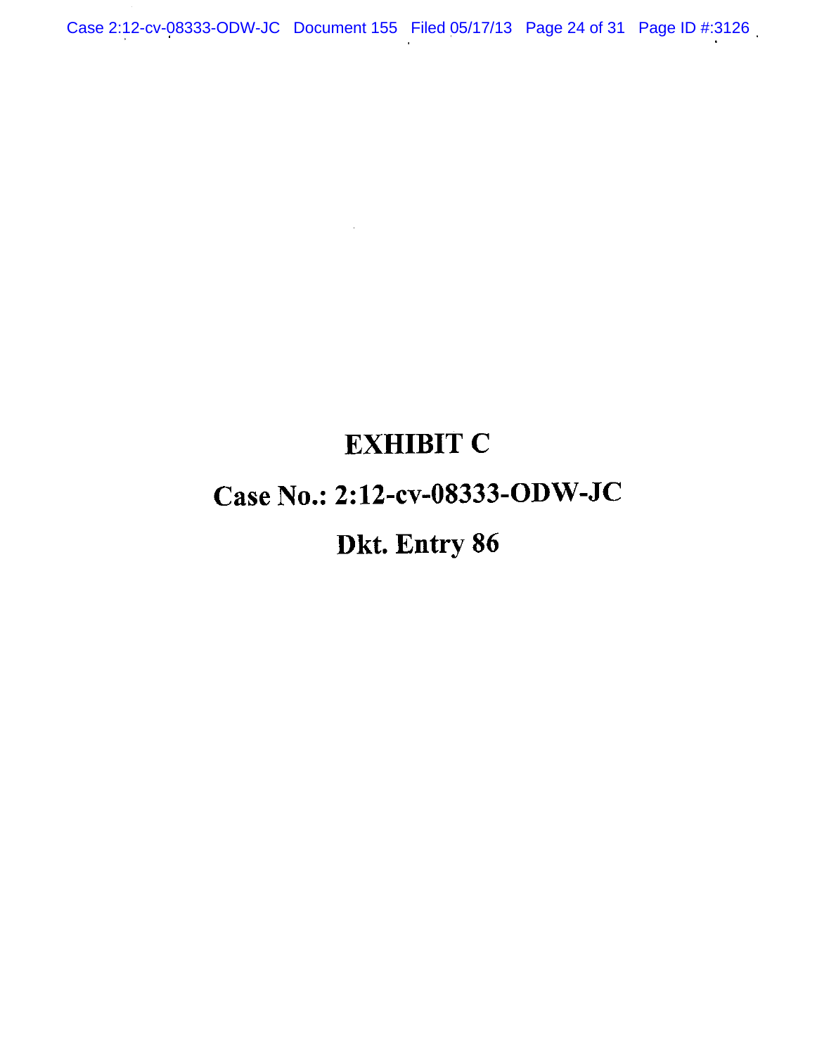# EXHIBIT C

# Case No.: 2:12-cv-08333-ODW-JC

# Dkt. Entry 86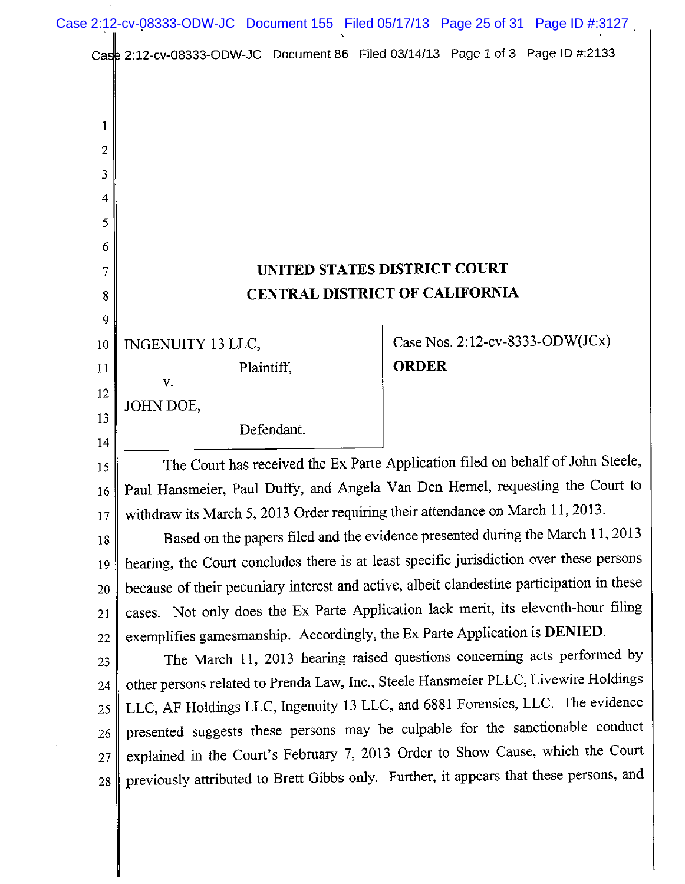**UNITED STATES DISTRICT COURT**
**CENTRAL DISTRICT OF CALIFORNIA**

| | |
|---|---|
| INGENUITY 13 LLC, Plaintiff, v. JOHN DOE, Defendant. | Case Nos. 2:12-cv-8333-ODW(JCx) **ORDER** |

The Court has received the Ex Parte Application filed on behalf of John Steele, Paul Hansmeier, Paul Duffy, and Angela Van Den Hemel, requesting the Court to withdraw its March 5, 2013 Order requiring their attendance on March 11, 2013.

Based on the papers filed and the evidence presented during the March 11, 2013 hearing, the Court concludes there is at least specific jurisdiction over these persons because of their pecuniary interest and active, albeit clandestine participation in these cases. Not only does the Ex Parte Application lack merit, its eleventh-hour filing exemplifies gamesmanship. Accordingly, the Ex Parte Application is **DENIED**.

The March 11, 2013 hearing raised questions concerning acts performed by other persons related to Prenda Law, Inc., Steele Hansmeier PLLC, Livewire Holdings LLC, AF Holdings LLC, Ingenuity 13 LLC, and 6881 Forensics, LLC. The evidence presented suggests these persons may be culpable for the sanctionable conduct explained in the Court's February 7, 2013 Order to Show Cause, which the Court previously attributed to Brett Gibbs only. Further, it appears that these persons, and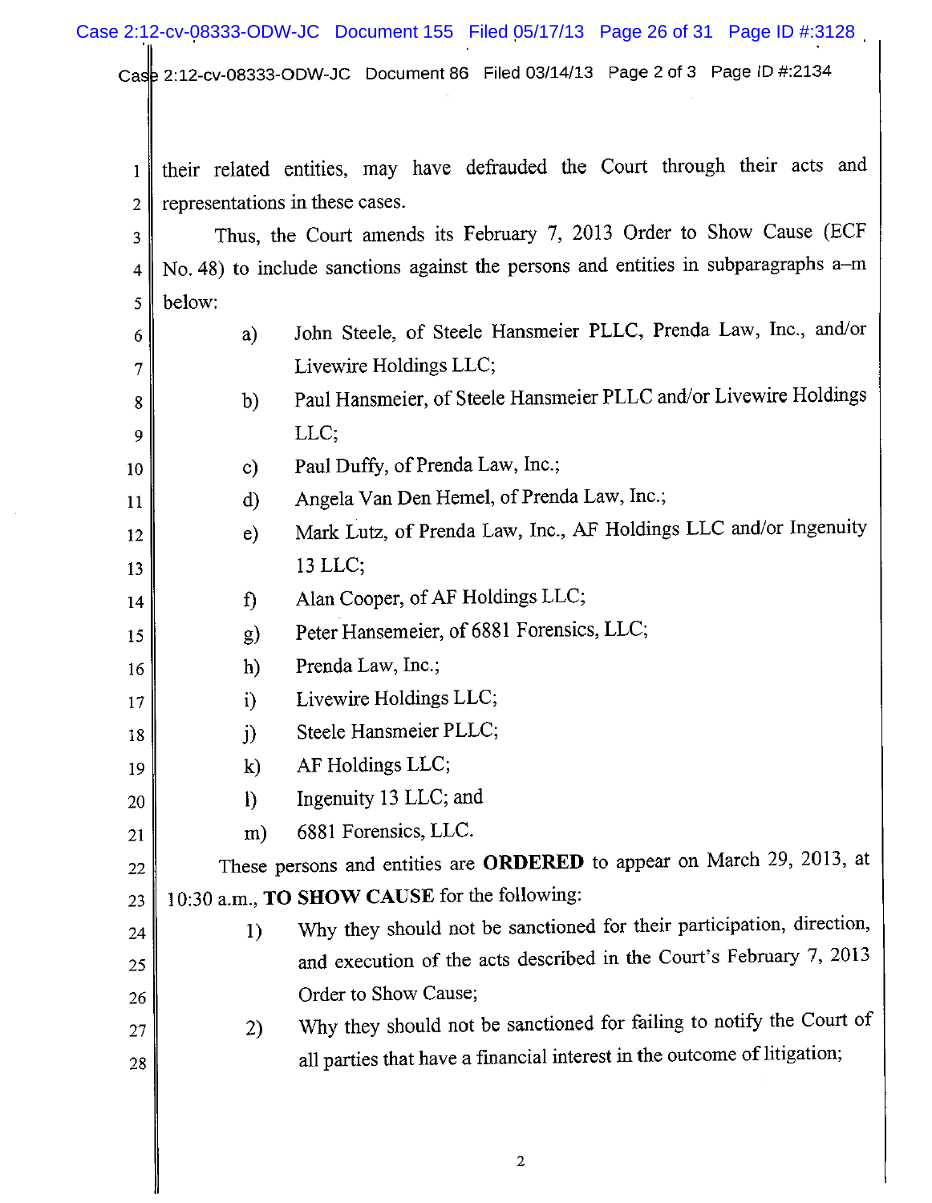their related entities, may have defrauded the Court through their acts and representations in these cases.

Thus, the Court amends its February 7, 2013 Order to Show Cause (ECF No. 48) to include sanctions against the persons and entities in subparagraphs a–m below:

a) John Steele, of Steele Hansmeier PLLC, Prenda Law, Inc., and/or Livewire Holdings LLC;

b) Paul Hansmeier, of Steele Hansmeier PLLC and/or Livewire Holdings LLC;

c) Paul Duffy, of Prenda Law, Inc.;

d) Angela Van Den Hemel, of Prenda Law, Inc.;

e) Mark Lutz, of Prenda Law, Inc., AF Holdings LLC and/or Ingenuity 13 LLC;

f) Alan Cooper, of AF Holdings LLC;

g) Peter Hansemeier, of 6881 Forensics, LLC;

h) Prenda Law, Inc.;

i) Livewire Holdings LLC;

j) Steele Hansmeier PLLC;

k) AF Holdings LLC;

l) Ingenuity 13 LLC; and

m) 6881 Forensics, LLC.

These persons and entities are **ORDERED** to appear on March 29, 2013, at 10:30 a.m., **TO SHOW CAUSE** for the following:

1) Why they should not be sanctioned for their participation, direction, and execution of the acts described in the Court's February 7, 2013 Order to Show Cause;

2) Why they should not be sanctioned for failing to notify the Court of all parties that have a financial interest in the outcome of litigation;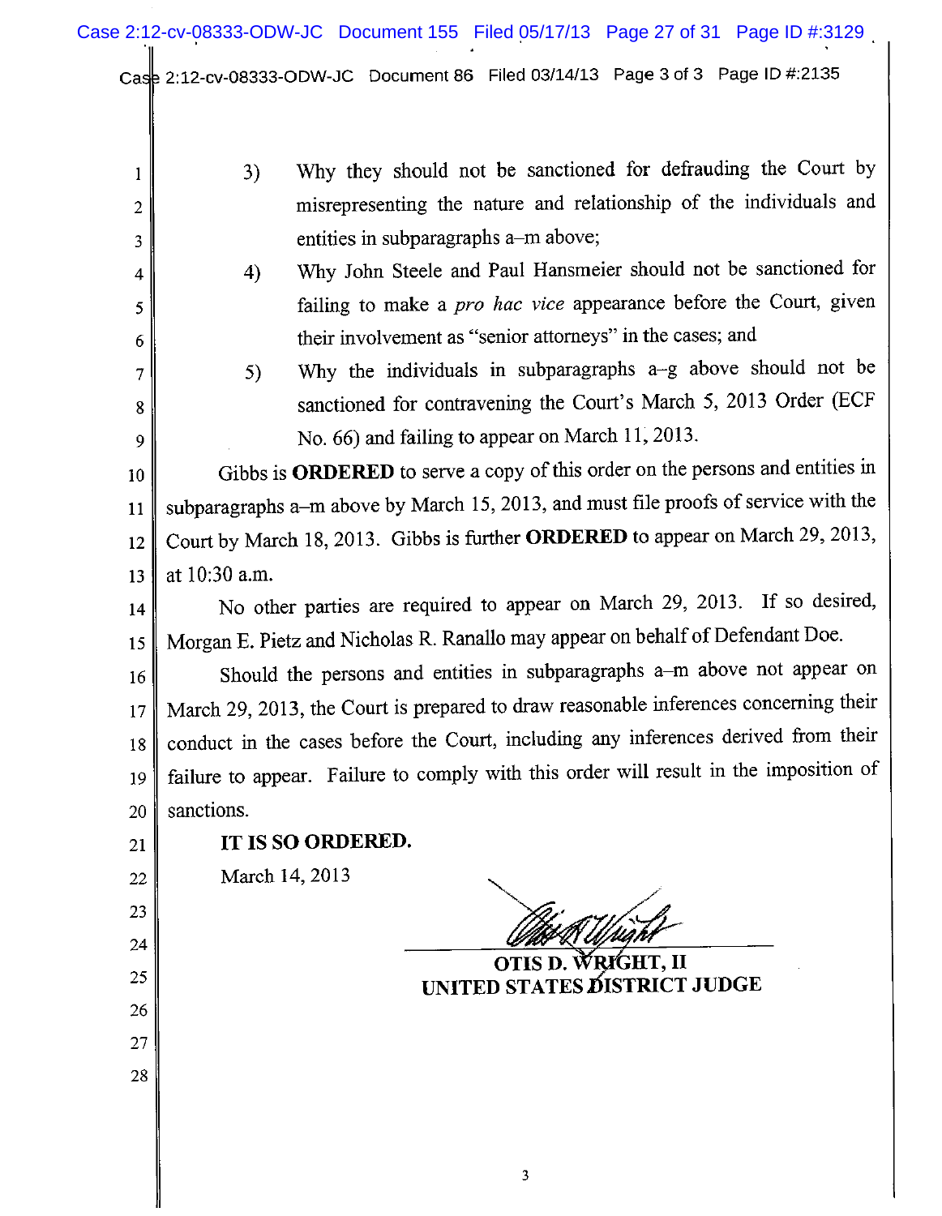3) Why they should not be sanctioned for defrauding the Court by misrepresenting the nature and relationship of the individuals and entities in subparagraphs a–m above;

4) Why John Steele and Paul Hansmeier should not be sanctioned for failing to make a *pro hac vice* appearance before the Court, given their involvement as "senior attorneys" in the cases; and

5) Why the individuals in subparagraphs a–g above should not be sanctioned for contravening the Court's March 5, 2013 Order (ECF No. 66) and failing to appear on March 11, 2013.

Gibbs is **ORDERED** to serve a copy of this order on the persons and entities in subparagraphs a–m above by March 15, 2013, and must file proofs of service with the Court by March 18, 2013. Gibbs is further **ORDERED** to appear on March 29, 2013, at 10:30 a.m.

No other parties are required to appear on March 29, 2013. If so desired, Morgan E. Pietz and Nicholas R. Ranallo may appear on behalf of Defendant Doe.

Should the persons and entities in subparagraphs a–m above not appear on March 29, 2013, the Court is prepared to draw reasonable inferences concerning their conduct in the cases before the Court, including any inferences derived from their failure to appear. Failure to comply with this order will result in the imposition of sanctions.

**IT IS SO ORDERED.**

March 14, 2013

**OTIS D. WRIGHT, II**
**UNITED STATES DISTRICT JUDGE**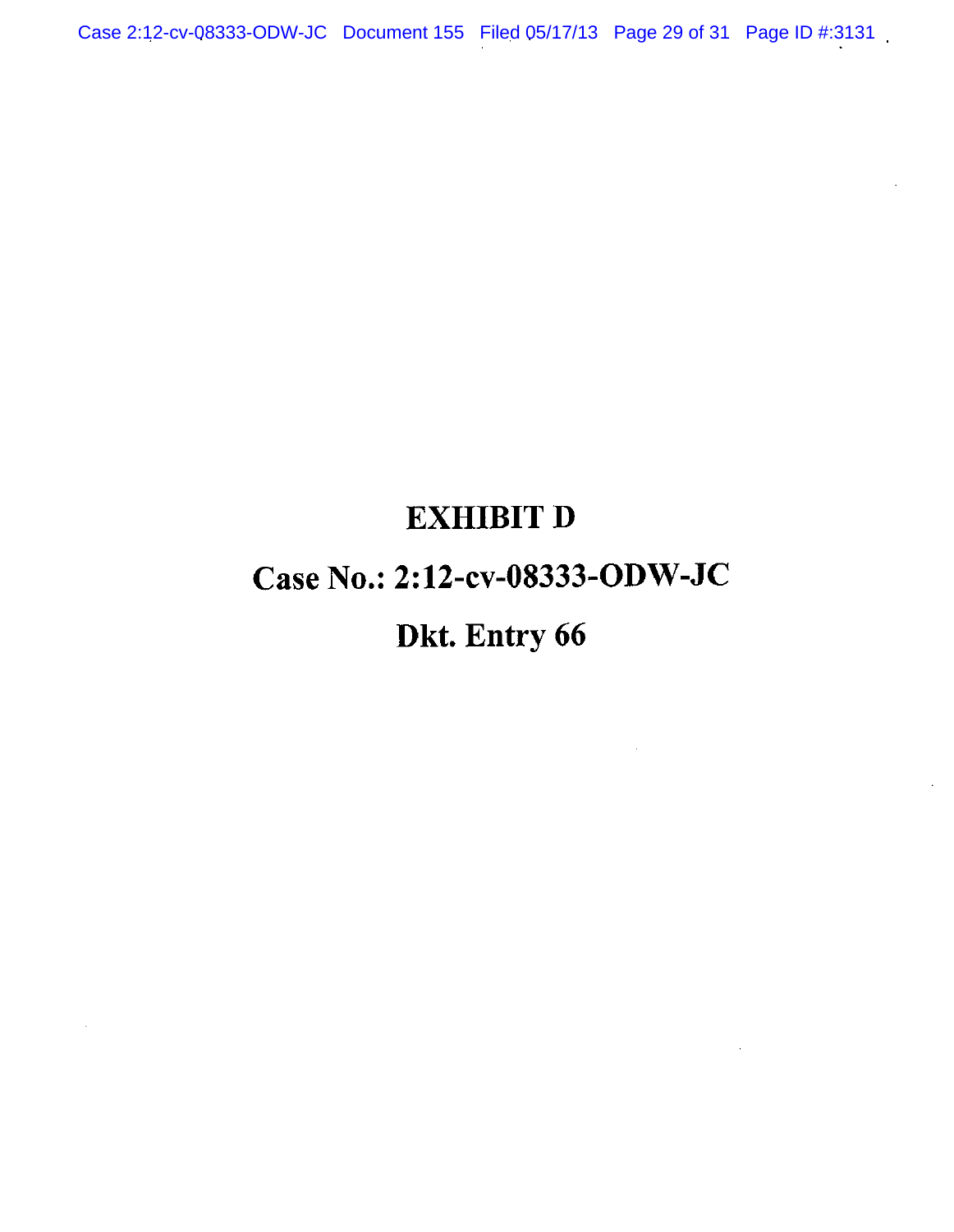# EXHIBIT D

# Case No.: 2:12-cv-08333-ODW-JC

# Dkt. Entry 66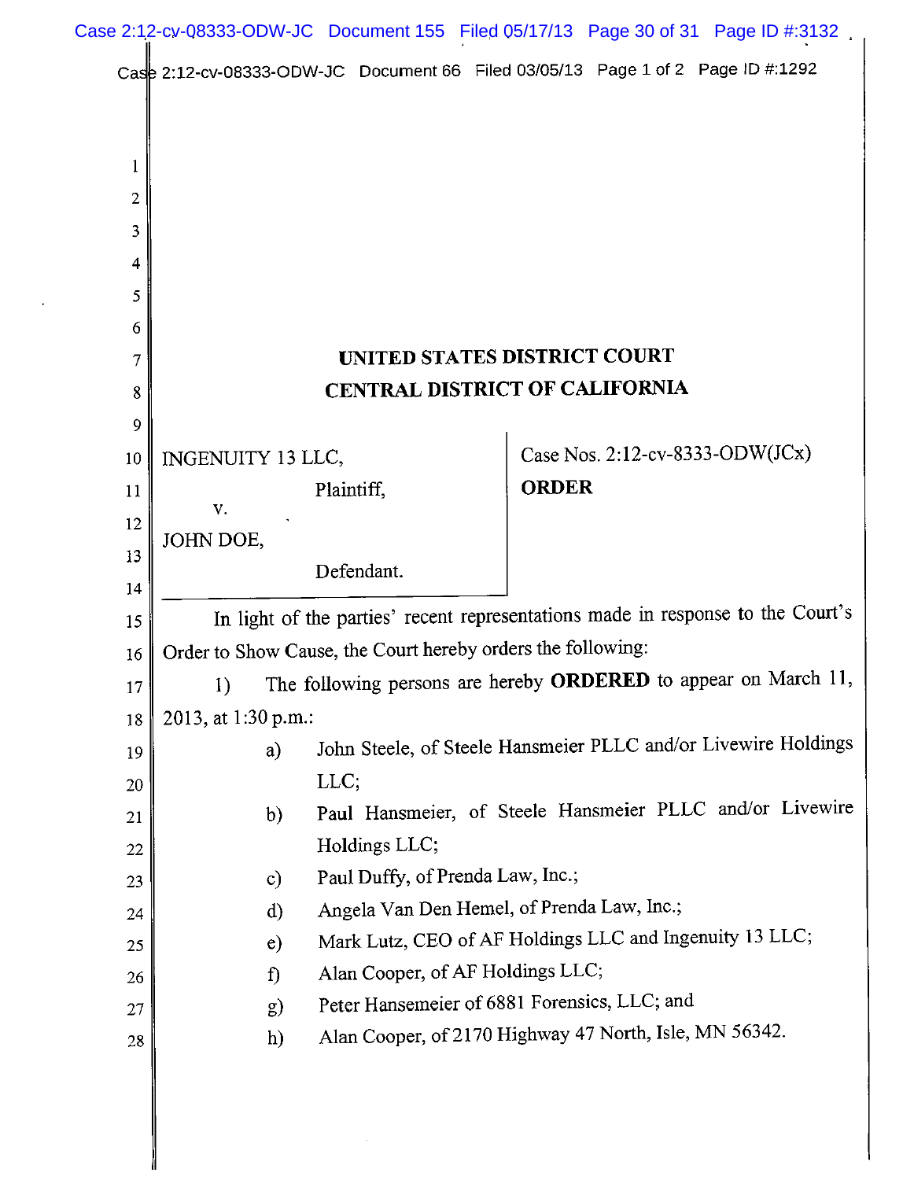# UNITED STATES DISTRICT COURT
# CENTRAL DISTRICT OF CALIFORNIA

| | |
|---|---|
| INGENUITY 13 LLC, Plaintiff, v. JOHN DOE, Defendant. | Case Nos. 2:12-cv-8333-ODW(JCx) **ORDER** |

In light of the parties' recent representations made in response to the Court's Order to Show Cause, the Court hereby orders the following:

1) The following persons are hereby **ORDERED** to appear on March 11, 2013, at 1:30 p.m.:

   a) John Steele, of Steele Hansmeier PLLC and/or Livewire Holdings LLC;

   b) Paul Hansmeier, of Steele Hansmeier PLLC and/or Livewire Holdings LLC;

   c) Paul Duffy, of Prenda Law, Inc.;

   d) Angela Van Den Hemel, of Prenda Law, Inc.;

   e) Mark Lutz, CEO of AF Holdings LLC and Ingenuity 13 LLC;

   f) Alan Cooper, of AF Holdings LLC;

   g) Peter Hansemeier of 6881 Forensics, LLC; and

   h) Alan Cooper, of 2170 Highway 47 North, Isle, MN 56342.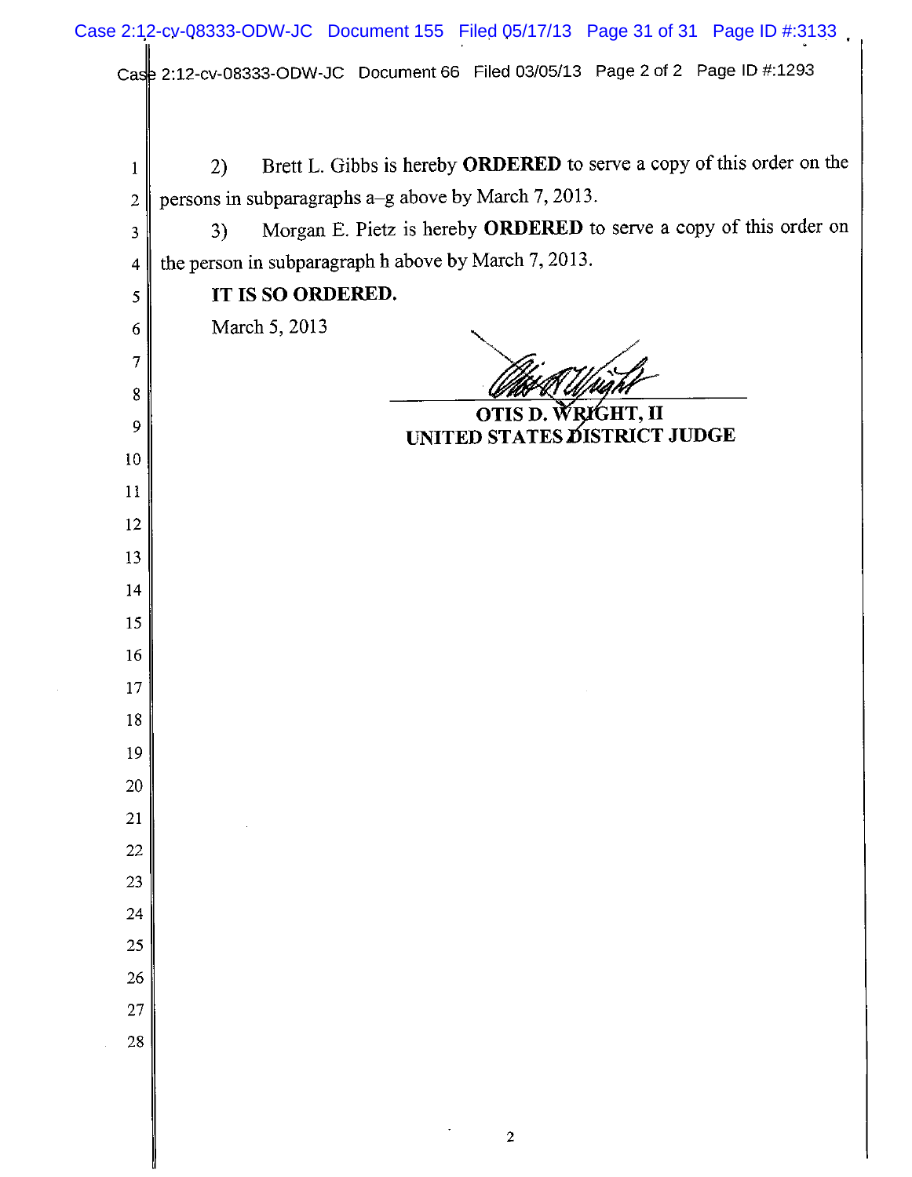2) Brett L. Gibbs is hereby **ORDERED** to serve a copy of this order on the persons in subparagraphs a–g above by March 7, 2013.

3) Morgan E. Pietz is hereby **ORDERED** to serve a copy of this order on the person in subparagraph h above by March 7, 2013.

**IT IS SO ORDERED.**

March 5, 2013

**OTIS D. WRIGHT, II**
**UNITED STATES DISTRICT JUDGE**